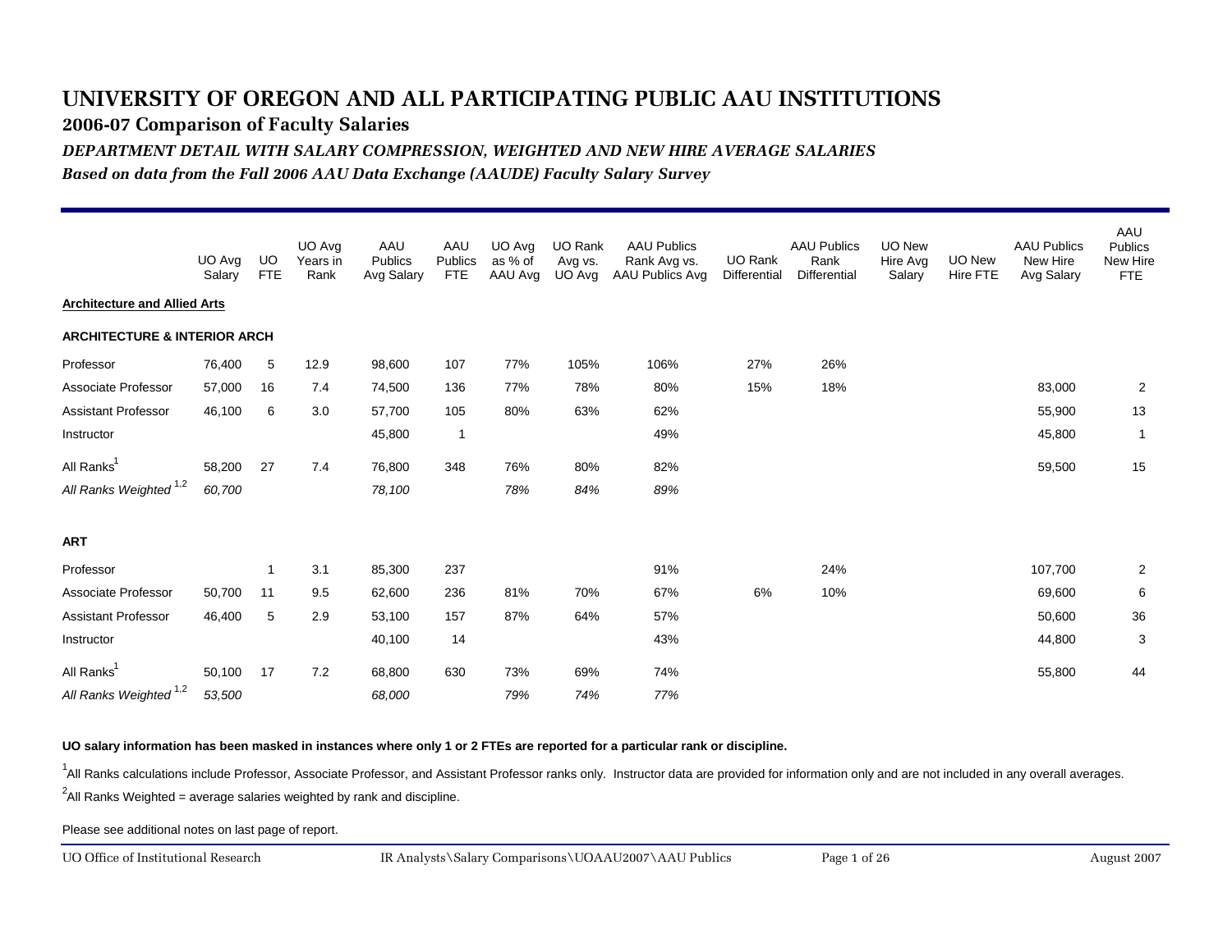# UNIVERSITY OF OREGON AND ALL PARTICIPATING PUBLIC AAU INSTITUTIONS

## 2006-07 Comparison of Faculty Salaries

### *DEPARTMENT DETAIL WITH SALARY COMPRESSION, WEIGHTED AND NEW HIRE AVERAGE SALARIES*

*Based on data from the Fall 2006 AAU Data Exchange (AAUDE) Faculty Salary Survey*

| | UO Avg Salary | UO FTE | UO Avg Years in Rank | AAU Publics Avg Salary | AAU Publics FTE | UO Avg as % of AAU Avg | UO Rank Avg vs. UO Avg | AAU Publics Rank Avg vs. AAU Publics Avg | UO Rank Differential | AAU Publics Rank Differential | UO New Hire Avg Salary | UO New Hire FTE | AAU Publics New Hire Avg Salary | AAU Publics New Hire FTE |
|---|---|---|---|---|---|---|---|---|---|---|---|---|---|---|
| **Architecture and Allied Arts** | | | | | | | | | | | | | | |
| **ARCHITECTURE & INTERIOR ARCH** | | | | | | | | | | | | | | |
| Professor | 76,400 | 5 | 12.9 | 98,600 | 107 | 77% | 105% | 106% | 27% | 26% | | | | |
| Associate Professor | 57,000 | 16 | 7.4 | 74,500 | 136 | 77% | 78% | 80% | 15% | 18% | | | 83,000 | 2 |
| Assistant Professor | 46,100 | 6 | 3.0 | 57,700 | 105 | 80% | 63% | 62% | | | | | 55,900 | 13 |
| Instructor | | | | 45,800 | 1 | | | 49% | | | | | 45,800 | 1 |
| All Ranks[1] | 58,200 | 27 | 7.4 | 76,800 | 348 | 76% | 80% | 82% | | | | | 59,500 | 15 |
| *All Ranks Weighted [1,2]* | *60,700* | | | *78,100* | | *78%* | *84%* | *89%* | | | | | | |
| **ART** | | | | | | | | | | | | | | |
| Professor | | 1 | 3.1 | 85,300 | 237 | | | 91% | | 24% | | | 107,700 | 2 |
| Associate Professor | 50,700 | 11 | 9.5 | 62,600 | 236 | 81% | 70% | 67% | 6% | 10% | | | 69,600 | 6 |
| Assistant Professor | 46,400 | 5 | 2.9 | 53,100 | 157 | 87% | 64% | 57% | | | | | 50,600 | 36 |
| Instructor | | | | 40,100 | 14 | | | 43% | | | | | 44,800 | 3 |
| All Ranks[1] | 50,100 | 17 | 7.2 | 68,800 | 630 | 73% | 69% | 74% | | | | | 55,800 | 44 |
| *All Ranks Weighted [1,2]* | *53,500* | | | *68,000* | | *79%* | *74%* | *77%* | | | | | | |

**UO salary information has been masked in instances where only 1 or 2 FTEs are reported for a particular rank or discipline.**

[1]All Ranks calculations include Professor, Associate Professor, and Assistant Professor ranks only. Instructor data are provided for information only and are not included in any overall averages.

[2]All Ranks Weighted = average salaries weighted by rank and discipline.

Please see additional notes on last page of report.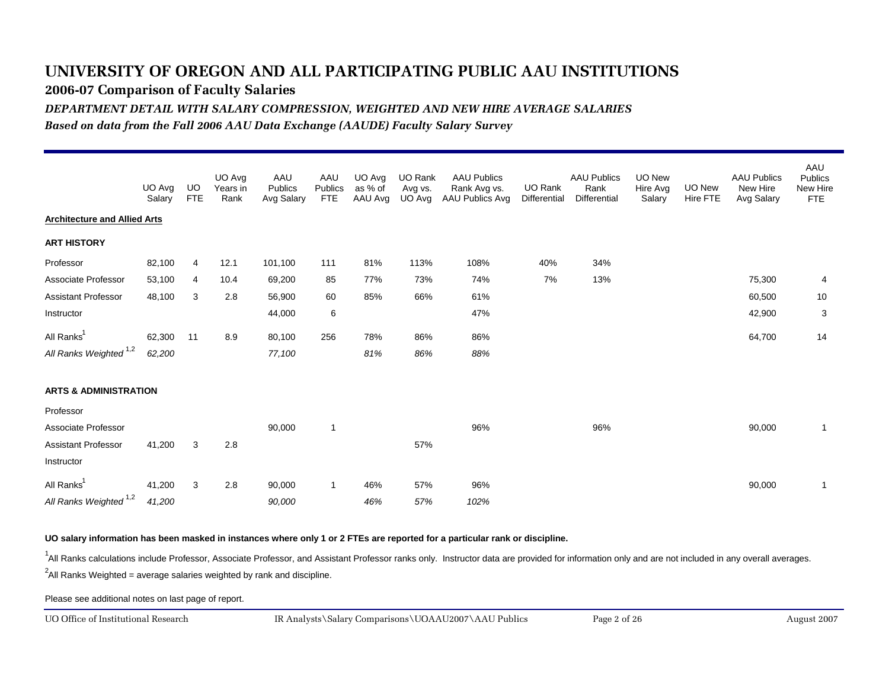# UNIVERSITY OF OREGON AND ALL PARTICIPATING PUBLIC AAU INSTITUTIONS

## 2006-07 Comparison of Faculty Salaries

### *DEPARTMENT DETAIL WITH SALARY COMPRESSION, WEIGHTED AND NEW HIRE AVERAGE SALARIES*

*Based on data from the Fall 2006 AAU Data Exchange (AAUDE) Faculty Salary Survey*

| | UO Avg Salary | UO FTE | UO Avg Years in Rank | AAU Publics Avg Salary | AAU Publics FTE | UO Avg as % of AAU Avg | UO Rank Avg vs. UO Avg | AAU Publics Rank Avg vs. AAU Publics Avg | UO Rank Differential | AAU Publics Rank Differential | UO New Hire Avg Salary | UO New Hire FTE | AAU Publics New Hire Avg Salary | AAU Publics New Hire FTE |
|---|---|---|---|---|---|---|---|---|---|---|---|---|---|---|
| **Architecture and Allied Arts** | | | | | | | | | | | | | | |
| **ART HISTORY** | | | | | | | | | | | | | | |
| Professor | 82,100 | 4 | 12.1 | 101,100 | 111 | 81% | 113% | 108% | 40% | 34% | | | | |
| Associate Professor | 53,100 | 4 | 10.4 | 69,200 | 85 | 77% | 73% | 74% | 7% | 13% | | | 75,300 | 4 |
| Assistant Professor | 48,100 | 3 | 2.8 | 56,900 | 60 | 85% | 66% | 61% | | | | | 60,500 | 10 |
| Instructor | | | | 44,000 | 6 | | | 47% | | | | | 42,900 | 3 |
| All Ranks[1] | 62,300 | 11 | 8.9 | 80,100 | 256 | 78% | 86% | 86% | | | | | 64,700 | 14 |
| *All Ranks Weighted [1,2]* | *62,200* | | | *77,100* | | *81%* | *86%* | *88%* | | | | | | |
| **ARTS & ADMINISTRATION** | | | | | | | | | | | | | | |
| Professor | | | | | | | | | | | | | | |
| Associate Professor | | | | 90,000 | 1 | | | 96% | | 96% | | | 90,000 | 1 |
| Assistant Professor | 41,200 | 3 | 2.8 | | | | 57% | | | | | | | |
| Instructor | | | | | | | | | | | | | | |
| All Ranks[1] | 41,200 | 3 | 2.8 | 90,000 | 1 | 46% | 57% | 96% | | | | | 90,000 | 1 |
| *All Ranks Weighted [1,2]* | *41,200* | | | *90,000* | | *46%* | *57%* | *102%* | | | | | | |

**UO salary information has been masked in instances where only 1 or 2 FTEs are reported for a particular rank or discipline.**

[1]All Ranks calculations include Professor, Associate Professor, and Assistant Professor ranks only. Instructor data are provided for information only and are not included in any overall averages.

[2]All Ranks Weighted = average salaries weighted by rank and discipline.

Please see additional notes on last page of report.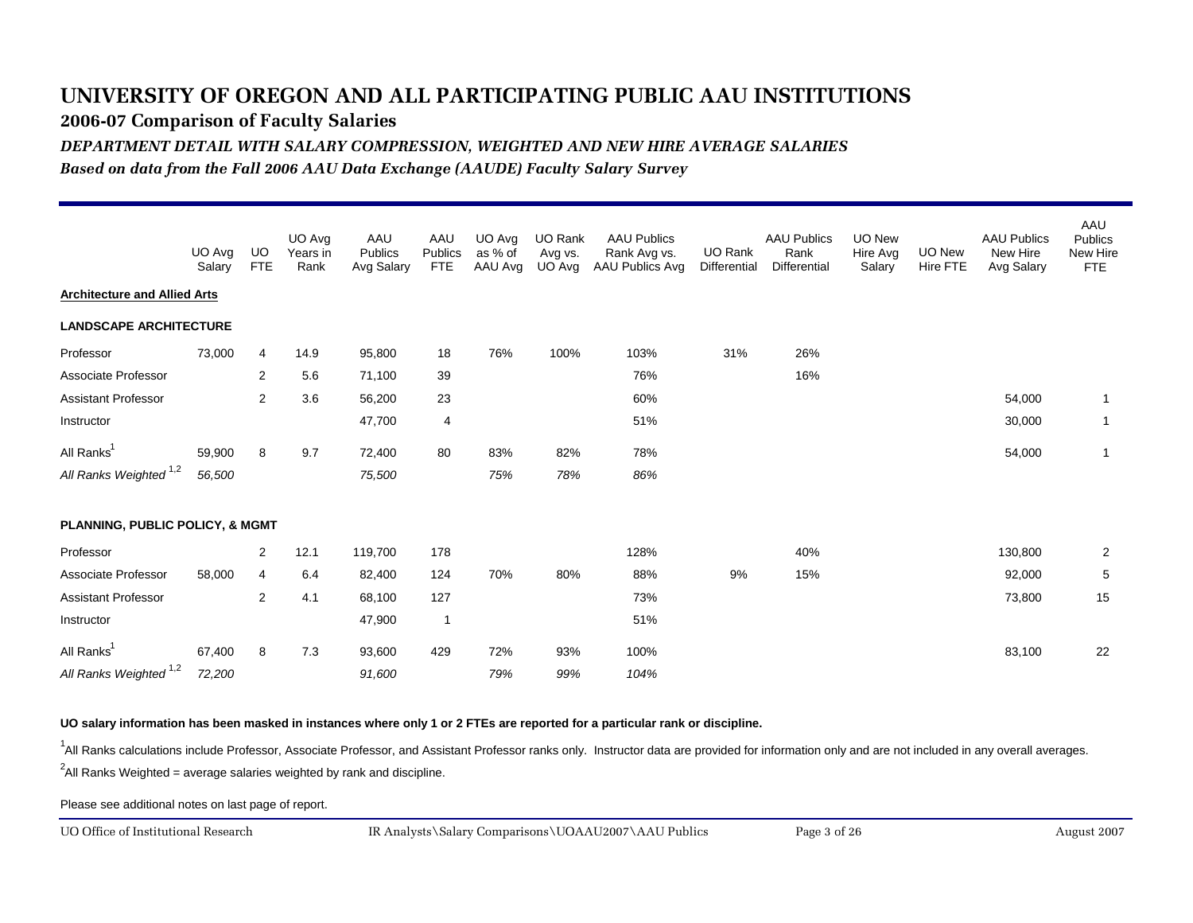# UNIVERSITY OF OREGON AND ALL PARTICIPATING PUBLIC AAU INSTITUTIONS

## 2006-07 Comparison of Faculty Salaries

### *DEPARTMENT DETAIL WITH SALARY COMPRESSION, WEIGHTED AND NEW HIRE AVERAGE SALARIES*

*Based on data from the Fall 2006 AAU Data Exchange (AAUDE) Faculty Salary Survey*

| | UO Avg Salary | UO FTE | UO Avg Years in Rank | AAU Publics Avg Salary | AAU Publics FTE | UO Avg as % of AAU Avg | UO Rank Avg vs. UO Avg | AAU Publics Rank Avg vs. AAU Publics Avg | UO Rank Differential | AAU Publics Rank Differential | UO New Hire Avg Salary | UO New Hire FTE | AAU Publics New Hire Avg Salary | AAU Publics New Hire FTE |
|---|---|---|---|---|---|---|---|---|---|---|---|---|---|---|
| **Architecture and Allied Arts** | | | | | | | | | | | | | | |
| **LANDSCAPE ARCHITECTURE** | | | | | | | | | | | | | | |
| Professor | 73,000 | 4 | 14.9 | 95,800 | 18 | 76% | 100% | 103% | 31% | 26% | | | | |
| Associate Professor | | 2 | 5.6 | 71,100 | 39 | | | 76% | | 16% | | | | |
| Assistant Professor | | 2 | 3.6 | 56,200 | 23 | | | 60% | | | | | 54,000 | 1 |
| Instructor | | | | 47,700 | 4 | | | 51% | | | | | 30,000 | 1 |
| All Ranks[1] | 59,900 | 8 | 9.7 | 72,400 | 80 | 83% | 82% | 78% | | | | | 54,000 | 1 |
| *All Ranks Weighted [1,2]* | *56,500* | | | *75,500* | | *75%* | *78%* | *86%* | | | | | | |
| **PLANNING, PUBLIC POLICY, & MGMT** | | | | | | | | | | | | | | |
| Professor | | 2 | 12.1 | 119,700 | 178 | | | 128% | | 40% | | | 130,800 | 2 |
| Associate Professor | 58,000 | 4 | 6.4 | 82,400 | 124 | 70% | 80% | 88% | 9% | 15% | | | 92,000 | 5 |
| Assistant Professor | | 2 | 4.1 | 68,100 | 127 | | | 73% | | | | | 73,800 | 15 |
| Instructor | | | | 47,900 | 1 | | | 51% | | | | | | |
| All Ranks[1] | 67,400 | 8 | 7.3 | 93,600 | 429 | 72% | 93% | 100% | | | | | 83,100 | 22 |
| *All Ranks Weighted [1,2]* | *72,200* | | | *91,600* | | *79%* | *99%* | *104%* | | | | | | |

**UO salary information has been masked in instances where only 1 or 2 FTEs are reported for a particular rank or discipline.**

[1]All Ranks calculations include Professor, Associate Professor, and Assistant Professor ranks only. Instructor data are provided for information only and are not included in any overall averages.

[2]All Ranks Weighted = average salaries weighted by rank and discipline.

Please see additional notes on last page of report.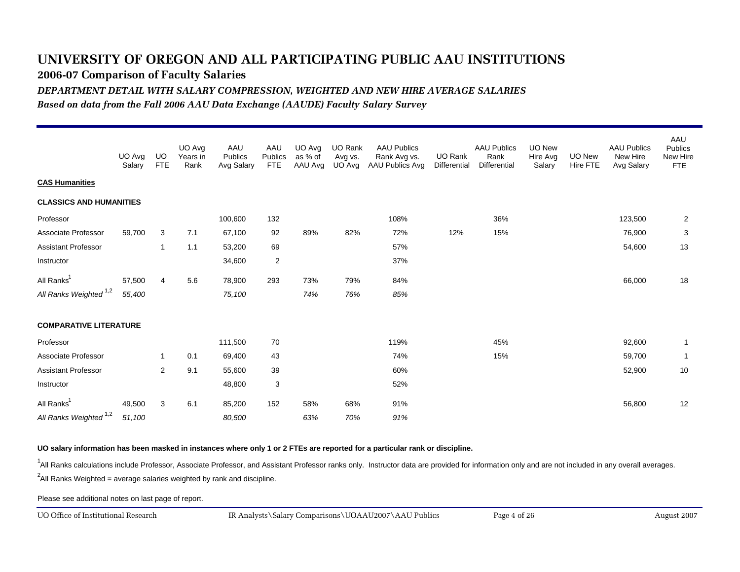# UNIVERSITY OF OREGON AND ALL PARTICIPATING PUBLIC AAU INSTITUTIONS

## 2006-07 Comparison of Faculty Salaries

### *DEPARTMENT DETAIL WITH SALARY COMPRESSION, WEIGHTED AND NEW HIRE AVERAGE SALARIES*

*Based on data from the Fall 2006 AAU Data Exchange (AAUDE) Faculty Salary Survey*

| | UO Avg Salary | UO FTE | UO Avg Years in Rank | AAU Publics Avg Salary | AAU Publics FTE | UO Avg as % of AAU Avg | UO Rank Avg vs. UO Avg | AAU Publics Rank Avg vs. AAU Publics Avg | UO Rank Differential | AAU Publics Rank Differential | UO New Hire Avg Salary | UO New Hire FTE | AAU Publics New Hire Avg Salary | AAU Publics New Hire FTE |
|---|---|---|---|---|---|---|---|---|---|---|---|---|---|---|
| **CAS Humanities** | | | | | | | | | | | | | | |
| **CLASSICS AND HUMANITIES** | | | | | | | | | | | | | | |
| Professor | | | | 100,600 | 132 | | | 108% | | 36% | | | 123,500 | 2 |
| Associate Professor | 59,700 | 3 | 7.1 | 67,100 | 92 | 89% | 82% | 72% | 12% | 15% | | | 76,900 | 3 |
| Assistant Professor | | 1 | 1.1 | 53,200 | 69 | | | 57% | | | | | 54,600 | 13 |
| Instructor | | | | 34,600 | 2 | | | 37% | | | | | | |
| All Ranks[1] | 57,500 | 4 | 5.6 | 78,900 | 293 | 73% | 79% | 84% | | | | | 66,000 | 18 |
| *All Ranks Weighted [1,2]* | *55,400* | | | *75,100* | | *74%* | *76%* | *85%* | | | | | | |
| **COMPARATIVE LITERATURE** | | | | | | | | | | | | | | |
| Professor | | | | 111,500 | 70 | | | 119% | | 45% | | | 92,600 | 1 |
| Associate Professor | | 1 | 0.1 | 69,400 | 43 | | | 74% | | 15% | | | 59,700 | 1 |
| Assistant Professor | | 2 | 9.1 | 55,600 | 39 | | | 60% | | | | | 52,900 | 10 |
| Instructor | | | | 48,800 | 3 | | | 52% | | | | | | |
| All Ranks[1] | 49,500 | 3 | 6.1 | 85,200 | 152 | 58% | 68% | 91% | | | | | 56,800 | 12 |
| *All Ranks Weighted [1,2]* | *51,100* | | | *80,500* | | *63%* | *70%* | *91%* | | | | | | |

**UO salary information has been masked in instances where only 1 or 2 FTEs are reported for a particular rank or discipline.**

[1]All Ranks calculations include Professor, Associate Professor, and Assistant Professor ranks only. Instructor data are provided for information only and are not included in any overall averages.

[2]All Ranks Weighted = average salaries weighted by rank and discipline.

Please see additional notes on last page of report.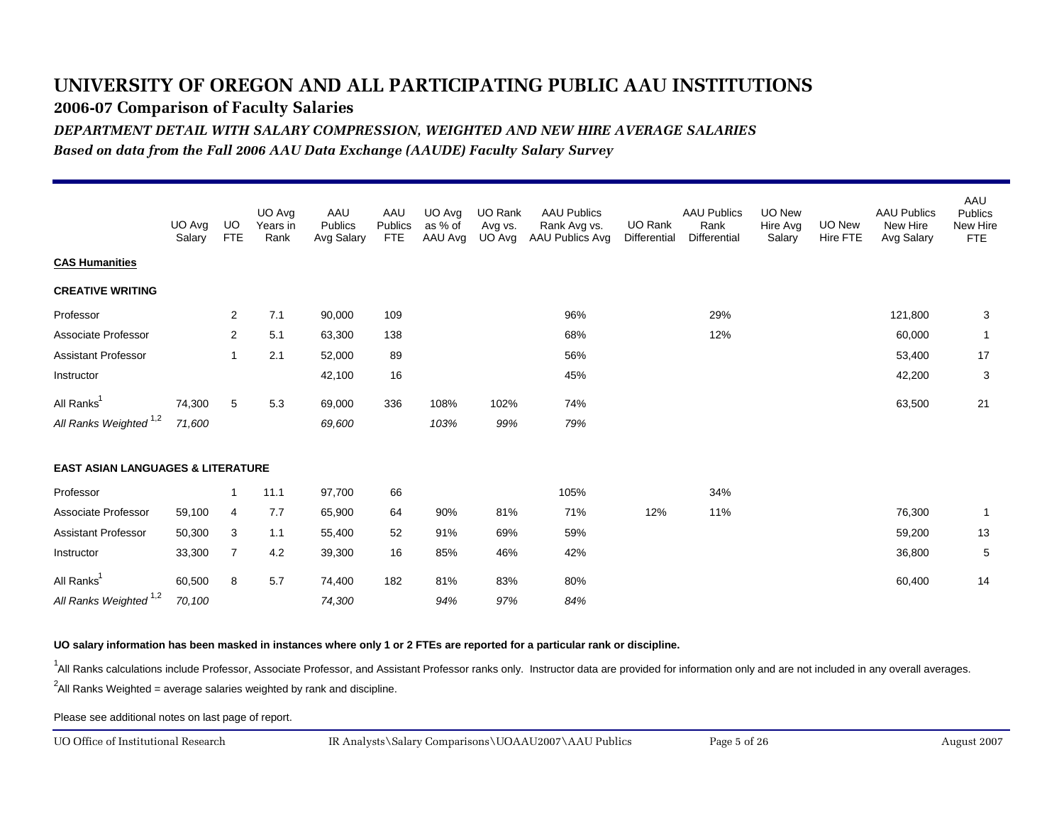# UNIVERSITY OF OREGON AND ALL PARTICIPATING PUBLIC AAU INSTITUTIONS

## 2006-07 Comparison of Faculty Salaries

### *DEPARTMENT DETAIL WITH SALARY COMPRESSION, WEIGHTED AND NEW HIRE AVERAGE SALARIES*

*Based on data from the Fall 2006 AAU Data Exchange (AAUDE) Faculty Salary Survey*

| | UO Avg Salary | UO FTE | UO Avg Years in Rank | AAU Publics Avg Salary | AAU Publics FTE | UO Avg as % of AAU Avg | UO Rank Avg vs. UO Avg | AAU Publics Rank Avg vs. AAU Publics Avg | UO Rank Differential | AAU Publics Rank Differential | UO New Hire Avg Salary | UO New Hire FTE | AAU Publics New Hire Avg Salary | AAU Publics New Hire FTE |
|---|---|---|---|---|---|---|---|---|---|---|---|---|---|---|
| **CAS Humanities** | | | | | | | | | | | | | | |
| **CREATIVE WRITING** | | | | | | | | | | | | | | |
| Professor | | 2 | 7.1 | 90,000 | 109 | | | 96% | | 29% | | | 121,800 | 3 |
| Associate Professor | | 2 | 5.1 | 63,300 | 138 | | | 68% | | 12% | | | 60,000 | 1 |
| Assistant Professor | | 1 | 2.1 | 52,000 | 89 | | | 56% | | | | | 53,400 | 17 |
| Instructor | | | | 42,100 | 16 | | | 45% | | | | | 42,200 | 3 |
| All Ranks[1] | 74,300 | 5 | 5.3 | 69,000 | 336 | 108% | 102% | 74% | | | | | 63,500 | 21 |
| *All Ranks Weighted [1,2]* | *71,600* | | | *69,600* | | *103%* | *99%* | *79%* | | | | | | |
| **EAST ASIAN LANGUAGES & LITERATURE** | | | | | | | | | | | | | | |
| Professor | | 1 | 11.1 | 97,700 | 66 | | | 105% | | 34% | | | | |
| Associate Professor | 59,100 | 4 | 7.7 | 65,900 | 64 | 90% | 81% | 71% | 12% | 11% | | | 76,300 | 1 |
| Assistant Professor | 50,300 | 3 | 1.1 | 55,400 | 52 | 91% | 69% | 59% | | | | | 59,200 | 13 |
| Instructor | 33,300 | 7 | 4.2 | 39,300 | 16 | 85% | 46% | 42% | | | | | 36,800 | 5 |
| All Ranks[1] | 60,500 | 8 | 5.7 | 74,400 | 182 | 81% | 83% | 80% | | | | | 60,400 | 14 |
| *All Ranks Weighted [1,2]* | *70,100* | | | *74,300* | | *94%* | *97%* | *84%* | | | | | | |

**UO salary information has been masked in instances where only 1 or 2 FTEs are reported for a particular rank or discipline.**

[1]All Ranks calculations include Professor, Associate Professor, and Assistant Professor ranks only. Instructor data are provided for information only and are not included in any overall averages.

[2]All Ranks Weighted = average salaries weighted by rank and discipline.

Please see additional notes on last page of report.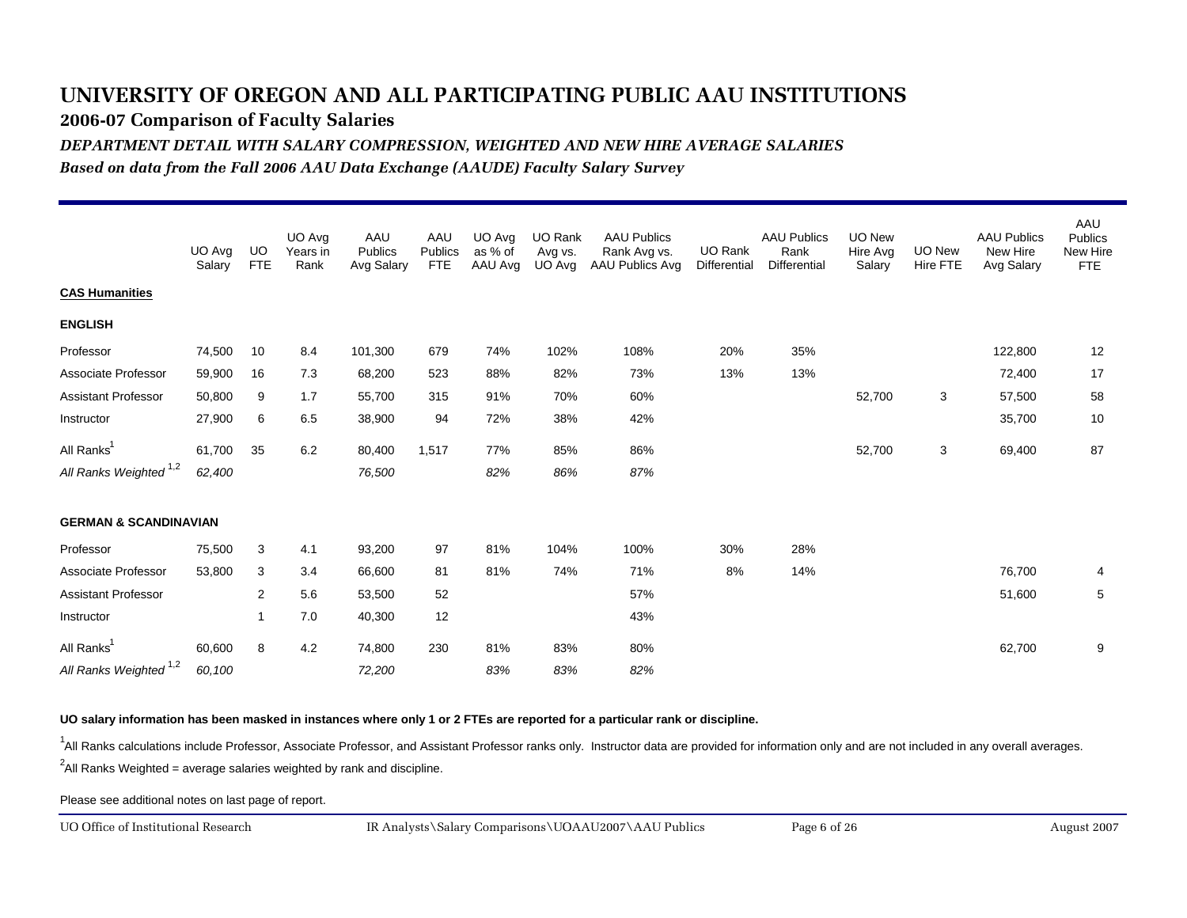# UNIVERSITY OF OREGON AND ALL PARTICIPATING PUBLIC AAU INSTITUTIONS

## 2006-07 Comparison of Faculty Salaries

### *DEPARTMENT DETAIL WITH SALARY COMPRESSION, WEIGHTED AND NEW HIRE AVERAGE SALARIES*

*Based on data from the Fall 2006 AAU Data Exchange (AAUDE) Faculty Salary Survey*

| | UO Avg Salary | UO FTE | UO Avg Years in Rank | AAU Publics Avg Salary | AAU Publics FTE | UO Avg as % of AAU Avg | UO Rank Avg vs. UO Avg | AAU Publics Rank Avg vs. AAU Publics Avg | UO Rank Differential | AAU Publics Rank Differential | UO New Hire Avg Salary | UO New Hire FTE | AAU Publics New Hire Avg Salary | AAU Publics New Hire FTE |
|---|---|---|---|---|---|---|---|---|---|---|---|---|---|---|
| **CAS Humanities** | | | | | | | | | | | | | | |
| **ENGLISH** | | | | | | | | | | | | | | |
| Professor | 74,500 | 10 | 8.4 | 101,300 | 679 | 74% | 102% | 108% | 20% | 35% | | | 122,800 | 12 |
| Associate Professor | 59,900 | 16 | 7.3 | 68,200 | 523 | 88% | 82% | 73% | 13% | 13% | | | 72,400 | 17 |
| Assistant Professor | 50,800 | 9 | 1.7 | 55,700 | 315 | 91% | 70% | 60% | | | 52,700 | 3 | 57,500 | 58 |
| Instructor | 27,900 | 6 | 6.5 | 38,900 | 94 | 72% | 38% | 42% | | | | | 35,700 | 10 |
| All Ranks[1] | 61,700 | 35 | 6.2 | 80,400 | 1,517 | 77% | 85% | 86% | | | 52,700 | 3 | 69,400 | 87 |
| *All Ranks Weighted [1,2]* | *62,400* | | | *76,500* | | *82%* | *86%* | *87%* | | | | | | |
| **GERMAN & SCANDINAVIAN** | | | | | | | | | | | | | | |
| Professor | 75,500 | 3 | 4.1 | 93,200 | 97 | 81% | 104% | 100% | 30% | 28% | | | | |
| Associate Professor | 53,800 | 3 | 3.4 | 66,600 | 81 | 81% | 74% | 71% | 8% | 14% | | | 76,700 | 4 |
| Assistant Professor | | 2 | 5.6 | 53,500 | 52 | | | 57% | | | | | 51,600 | 5 |
| Instructor | | 1 | 7.0 | 40,300 | 12 | | | 43% | | | | | | |
| All Ranks[1] | 60,600 | 8 | 4.2 | 74,800 | 230 | 81% | 83% | 80% | | | | | 62,700 | 9 |
| *All Ranks Weighted [1,2]* | *60,100* | | | *72,200* | | *83%* | *83%* | *82%* | | | | | | |

**UO salary information has been masked in instances where only 1 or 2 FTEs are reported for a particular rank or discipline.**

[1]All Ranks calculations include Professor, Associate Professor, and Assistant Professor ranks only. Instructor data are provided for information only and are not included in any overall averages.

[2]All Ranks Weighted = average salaries weighted by rank and discipline.

Please see additional notes on last page of report.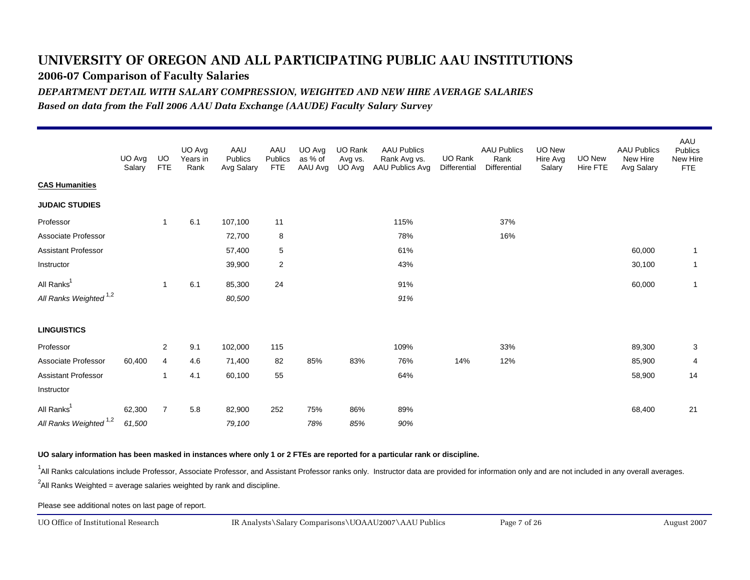# UNIVERSITY OF OREGON AND ALL PARTICIPATING PUBLIC AAU INSTITUTIONS

## 2006-07 Comparison of Faculty Salaries

### *DEPARTMENT DETAIL WITH SALARY COMPRESSION, WEIGHTED AND NEW HIRE AVERAGE SALARIES*

*Based on data from the Fall 2006 AAU Data Exchange (AAUDE) Faculty Salary Survey*

| | UO Avg Salary | UO FTE | UO Avg Years in Rank | AAU Publics Avg Salary | AAU Publics FTE | UO Avg as % of AAU Avg | UO Rank Avg vs. UO Avg | AAU Publics Rank Avg vs. AAU Publics Avg | UO Rank Differential | AAU Publics Rank Differential | UO New Hire Avg Salary | UO New Hire FTE | AAU Publics New Hire Avg Salary | AAU Publics New Hire FTE |
|---|---|---|---|---|---|---|---|---|---|---|---|---|---|---|
| **CAS Humanities** | | | | | | | | | | | | | | |
| **JUDAIC STUDIES** | | | | | | | | | | | | | | |
| Professor | | 1 | 6.1 | 107,100 | 11 | | | 115% | | 37% | | | | |
| Associate Professor | | | | 72,700 | 8 | | | 78% | | 16% | | | | |
| Assistant Professor | | | | 57,400 | 5 | | | 61% | | | | | 60,000 | 1 |
| Instructor | | | | 39,900 | 2 | | | 43% | | | | | 30,100 | 1 |
| All Ranks[1] | | 1 | 6.1 | 85,300 | 24 | | | 91% | | | | | 60,000 | 1 |
| *All Ranks Weighted [1,2]* | | | | *80,500* | | | | *91%* | | | | | | |
| **LINGUISTICS** | | | | | | | | | | | | | | |
| Professor | | 2 | 9.1 | 102,000 | 115 | | | 109% | | 33% | | | 89,300 | 3 |
| Associate Professor | 60,400 | 4 | 4.6 | 71,400 | 82 | 85% | 83% | 76% | 14% | 12% | | | 85,900 | 4 |
| Assistant Professor | | 1 | 4.1 | 60,100 | 55 | | | 64% | | | | | 58,900 | 14 |
| Instructor | | | | | | | | | | | | | | |
| All Ranks[1] | 62,300 | 7 | 5.8 | 82,900 | 252 | 75% | 86% | 89% | | | | | 68,400 | 21 |
| *All Ranks Weighted [1,2]* | *61,500* | | | *79,100* | | *78%* | *85%* | *90%* | | | | | | |

**UO salary information has been masked in instances where only 1 or 2 FTEs are reported for a particular rank or discipline.**

[1]All Ranks calculations include Professor, Associate Professor, and Assistant Professor ranks only. Instructor data are provided for information only and are not included in any overall averages.

[2]All Ranks Weighted = average salaries weighted by rank and discipline.

Please see additional notes on last page of report.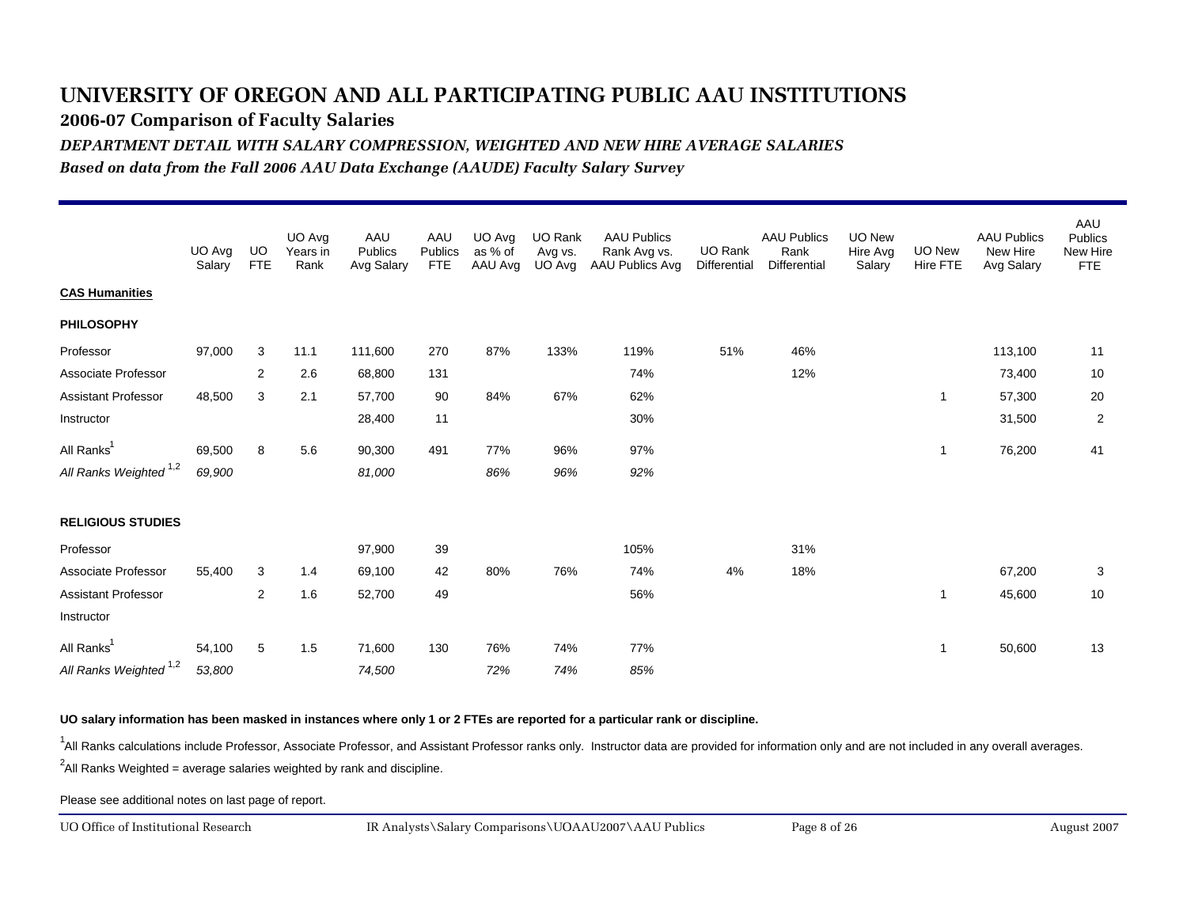# UNIVERSITY OF OREGON AND ALL PARTICIPATING PUBLIC AAU INSTITUTIONS

## 2006-07 Comparison of Faculty Salaries

### *DEPARTMENT DETAIL WITH SALARY COMPRESSION, WEIGHTED AND NEW HIRE AVERAGE SALARIES*

*Based on data from the Fall 2006 AAU Data Exchange (AAUDE) Faculty Salary Survey*

| | UO Avg Salary | UO FTE | UO Avg Years in Rank | AAU Publics Avg Salary | AAU Publics FTE | UO Avg as % of AAU Avg | UO Rank Avg vs. UO Avg | AAU Publics Rank Avg vs. AAU Publics Avg | UO Rank Differential | AAU Publics Rank Differential | UO New Hire Avg Salary | UO New Hire FTE | AAU Publics New Hire Avg Salary | AAU Publics New Hire FTE |
|---|---|---|---|---|---|---|---|---|---|---|---|---|---|---|
| **CAS Humanities** | | | | | | | | | | | | | | |
| **PHILOSOPHY** | | | | | | | | | | | | | | |
| Professor | 97,000 | 3 | 11.1 | 111,600 | 270 | 87% | 133% | 119% | 51% | 46% | | | 113,100 | 11 |
| Associate Professor | | 2 | 2.6 | 68,800 | 131 | | | 74% | | 12% | | | 73,400 | 10 |
| Assistant Professor | 48,500 | 3 | 2.1 | 57,700 | 90 | 84% | 67% | 62% | | | | 1 | 57,300 | 20 |
| Instructor | | | | 28,400 | 11 | | | 30% | | | | | 31,500 | 2 |
| All Ranks[1] | 69,500 | 8 | 5.6 | 90,300 | 491 | 77% | 96% | 97% | | | | 1 | 76,200 | 41 |
| *All Ranks Weighted [1,2]* | *69,900* | | | *81,000* | | *86%* | *96%* | *92%* | | | | | | |
| **RELIGIOUS STUDIES** | | | | | | | | | | | | | | |
| Professor | | | | 97,900 | 39 | | | 105% | | 31% | | | | |
| Associate Professor | 55,400 | 3 | 1.4 | 69,100 | 42 | 80% | 76% | 74% | 4% | 18% | | | 67,200 | 3 |
| Assistant Professor | | 2 | 1.6 | 52,700 | 49 | | | 56% | | | | 1 | 45,600 | 10 |
| Instructor | | | | | | | | | | | | | | |
| All Ranks[1] | 54,100 | 5 | 1.5 | 71,600 | 130 | 76% | 74% | 77% | | | | 1 | 50,600 | 13 |
| *All Ranks Weighted [1,2]* | *53,800* | | | *74,500* | | *72%* | *74%* | *85%* | | | | | | |

**UO salary information has been masked in instances where only 1 or 2 FTEs are reported for a particular rank or discipline.**

[1]All Ranks calculations include Professor, Associate Professor, and Assistant Professor ranks only. Instructor data are provided for information only and are not included in any overall averages.

[2]All Ranks Weighted = average salaries weighted by rank and discipline.

Please see additional notes on last page of report.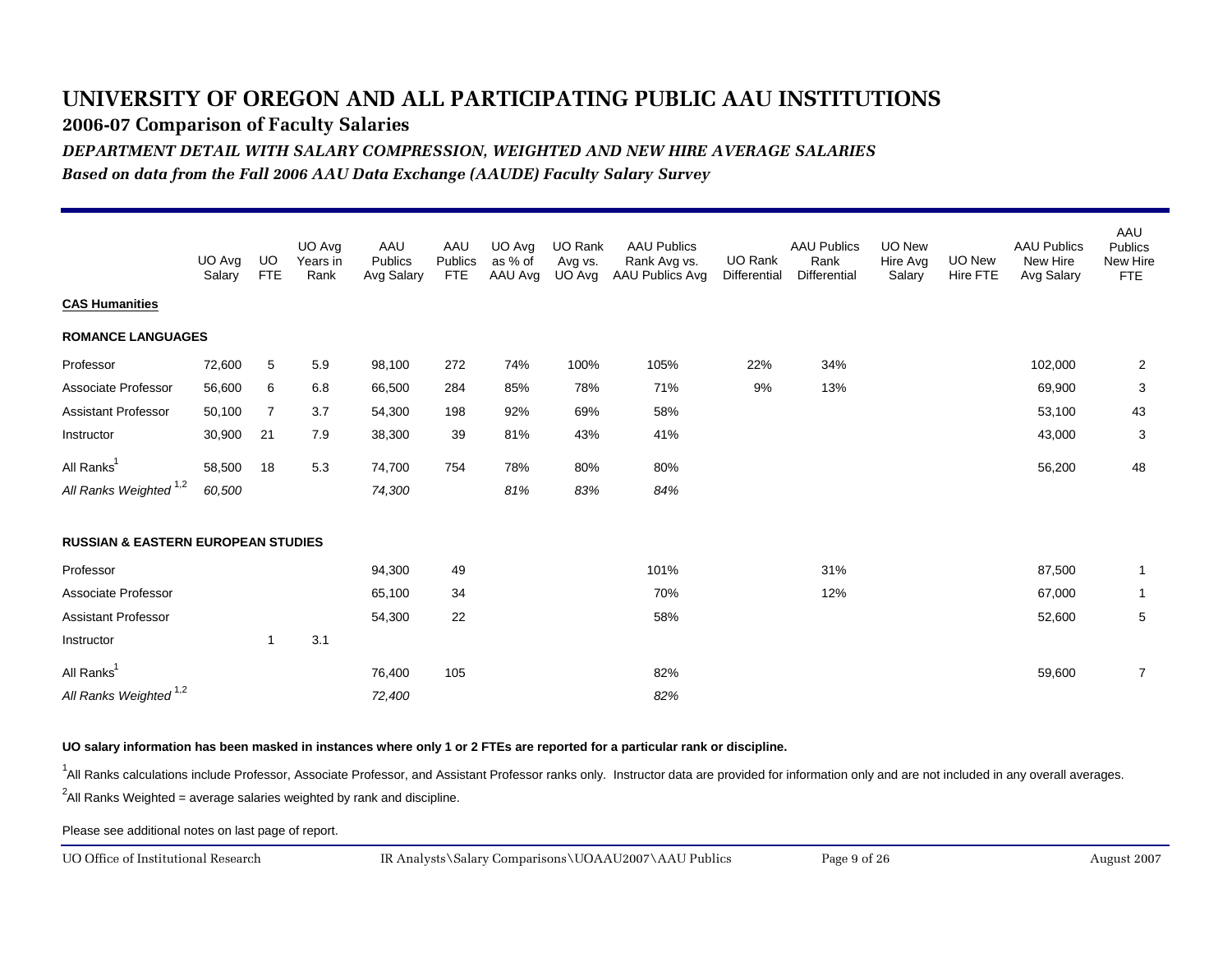# UNIVERSITY OF OREGON AND ALL PARTICIPATING PUBLIC AAU INSTITUTIONS

## 2006-07 Comparison of Faculty Salaries

### *DEPARTMENT DETAIL WITH SALARY COMPRESSION, WEIGHTED AND NEW HIRE AVERAGE SALARIES*

*Based on data from the Fall 2006 AAU Data Exchange (AAUDE) Faculty Salary Survey*

| | UO Avg Salary | UO FTE | UO Avg Years in Rank | AAU Publics Avg Salary | AAU Publics FTE | UO Avg as % of AAU Avg | UO Rank Avg vs. UO Avg | AAU Publics Rank Avg vs. AAU Publics Avg | UO Rank Differential | AAU Publics Rank Differential | UO New Hire Avg Salary | UO New Hire FTE | AAU Publics New Hire Avg Salary | AAU Publics New Hire FTE |
|---|---|---|---|---|---|---|---|---|---|---|---|---|---|---|
| **CAS Humanities** | | | | | | | | | | | | | | |
| **ROMANCE LANGUAGES** | | | | | | | | | | | | | | |
| Professor | 72,600 | 5 | 5.9 | 98,100 | 272 | 74% | 100% | 105% | 22% | 34% | | | 102,000 | 2 |
| Associate Professor | 56,600 | 6 | 6.8 | 66,500 | 284 | 85% | 78% | 71% | 9% | 13% | | | 69,900 | 3 |
| Assistant Professor | 50,100 | 7 | 3.7 | 54,300 | 198 | 92% | 69% | 58% | | | | | 53,100 | 43 |
| Instructor | 30,900 | 21 | 7.9 | 38,300 | 39 | 81% | 43% | 41% | | | | | 43,000 | 3 |
| All Ranks[1] | 58,500 | 18 | 5.3 | 74,700 | 754 | 78% | 80% | 80% | | | | | 56,200 | 48 |
| *All Ranks Weighted [1,2]* | *60,500* | | | *74,300* | | *81%* | *83%* | *84%* | | | | | | |
| **RUSSIAN & EASTERN EUROPEAN STUDIES** | | | | | | | | | | | | | | |
| Professor | | | | 94,300 | 49 | | | 101% | | 31% | | | 87,500 | 1 |
| Associate Professor | | | | 65,100 | 34 | | | 70% | | 12% | | | 67,000 | 1 |
| Assistant Professor | | | | 54,300 | 22 | | | 58% | | | | | 52,600 | 5 |
| Instructor | | 1 | 3.1 | | | | | | | | | | | |
| All Ranks[1] | | | | 76,400 | 105 | | | 82% | | | | | 59,600 | 7 |
| *All Ranks Weighted [1,2]* | | | | *72,400* | | | | *82%* | | | | | | |

**UO salary information has been masked in instances where only 1 or 2 FTEs are reported for a particular rank or discipline.**

[1] All Ranks calculations include Professor, Associate Professor, and Assistant Professor ranks only. Instructor data are provided for information only and are not included in any overall averages.

[2] All Ranks Weighted = average salaries weighted by rank and discipline.

Please see additional notes on last page of report.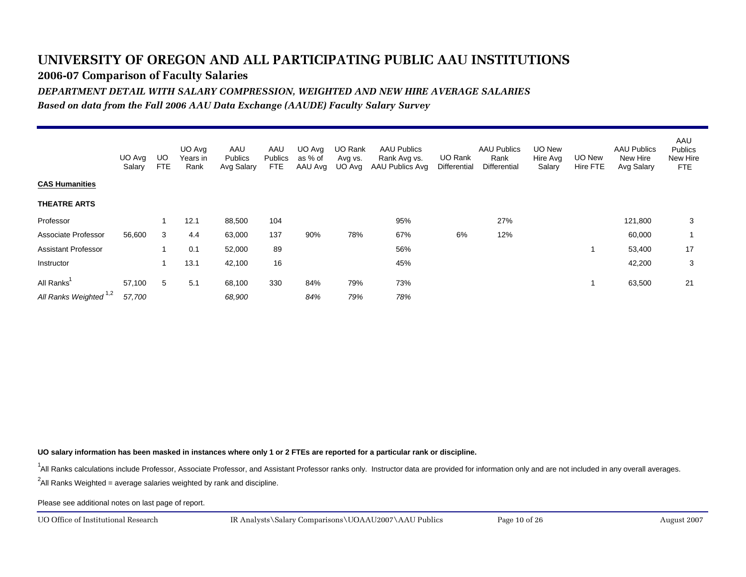# UNIVERSITY OF OREGON AND ALL PARTICIPATING PUBLIC AAU INSTITUTIONS

## 2006-07 Comparison of Faculty Salaries

### *DEPARTMENT DETAIL WITH SALARY COMPRESSION, WEIGHTED AND NEW HIRE AVERAGE SALARIES*

***Based on data from the Fall 2006 AAU Data Exchange (AAUDE) Faculty Salary Survey***

| | UO Avg Salary | UO FTE | UO Avg Years in Rank | AAU Publics Avg Salary | AAU Publics FTE | UO Avg as % of AAU Avg | UO Rank Avg vs. UO Avg | AAU Publics Rank Avg vs. AAU Publics Avg | UO Rank Differential | AAU Publics Rank Differential | UO New Hire Avg Salary | UO New Hire FTE | AAU Publics New Hire Avg Salary | AAU Publics New Hire FTE |
|---|---|---|---|---|---|---|---|---|---|---|---|---|---|---|
| **CAS Humanities** | | | | | | | | | | | | | | |
| **THEATRE ARTS** | | | | | | | | | | | | | | |
| Professor | | 1 | 12.1 | 88,500 | 104 | | | 95% | | 27% | | | 121,800 | 3 |
| Associate Professor | 56,600 | 3 | 4.4 | 63,000 | 137 | 90% | 78% | 67% | 6% | 12% | | | 60,000 | 1 |
| Assistant Professor | | 1 | 0.1 | 52,000 | 89 | | | 56% | | | | 1 | 53,400 | 17 |
| Instructor | | 1 | 13.1 | 42,100 | 16 | | | 45% | | | | | 42,200 | 3 |
| All Ranks[1] | 57,100 | 5 | 5.1 | 68,100 | 330 | 84% | 79% | 73% | | | | 1 | 63,500 | 21 |
| *All Ranks Weighted [1,2]* | *57,700* | | | *68,900* | | *84%* | *79%* | *78%* | | | | | | |

**UO salary information has been masked in instances where only 1 or 2 FTEs are reported for a particular rank or discipline.**

[1]All Ranks calculations include Professor, Associate Professor, and Assistant Professor ranks only. Instructor data are provided for information only and are not included in any overall averages.

[2]All Ranks Weighted = average salaries weighted by rank and discipline.

Please see additional notes on last page of report.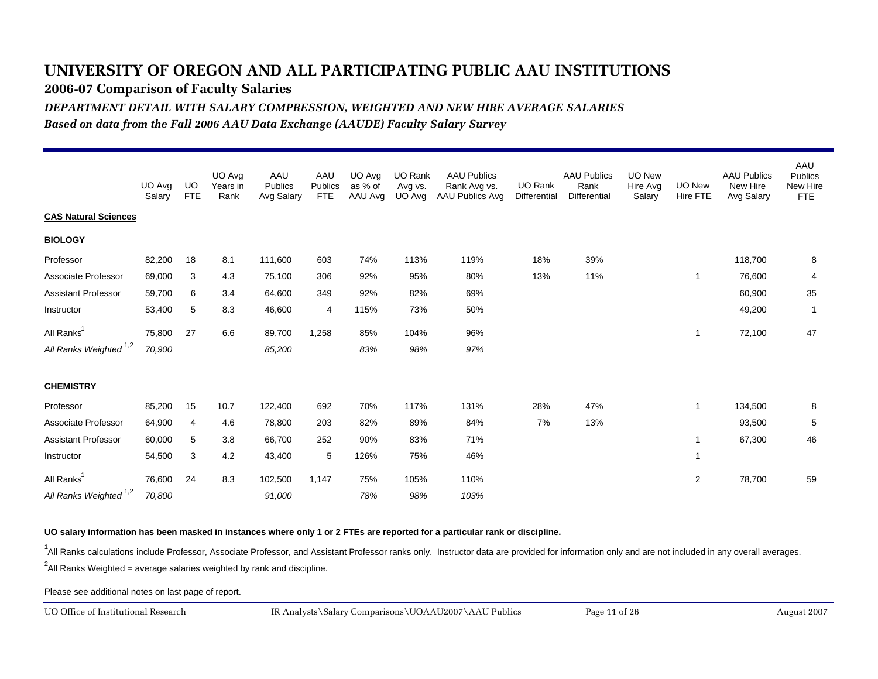# UNIVERSITY OF OREGON AND ALL PARTICIPATING PUBLIC AAU INSTITUTIONS

## 2006-07 Comparison of Faculty Salaries

### *DEPARTMENT DETAIL WITH SALARY COMPRESSION, WEIGHTED AND NEW HIRE AVERAGE SALARIES*

*Based on data from the Fall 2006 AAU Data Exchange (AAUDE) Faculty Salary Survey*

| | UO Avg Salary | UO FTE | UO Avg Years in Rank | AAU Publics Avg Salary | AAU Publics FTE | UO Avg as % of AAU Avg | UO Rank Avg vs. UO Avg | AAU Publics Rank Avg vs. AAU Publics Avg | UO Rank Differential | AAU Publics Rank Differential | UO New Hire Avg Salary | UO New Hire FTE | AAU Publics New Hire Avg Salary | AAU Publics New Hire FTE |
|---|---|---|---|---|---|---|---|---|---|---|---|---|---|---|
| **CAS Natural Sciences** | | | | | | | | | | | | | | |
| **BIOLOGY** | | | | | | | | | | | | | | |
| Professor | 82,200 | 18 | 8.1 | 111,600 | 603 | 74% | 113% | 119% | 18% | 39% | | | 118,700 | 8 |
| Associate Professor | 69,000 | 3 | 4.3 | 75,100 | 306 | 92% | 95% | 80% | 13% | 11% | | 1 | 76,600 | 4 |
| Assistant Professor | 59,700 | 6 | 3.4 | 64,600 | 349 | 92% | 82% | 69% | | | | | 60,900 | 35 |
| Instructor | 53,400 | 5 | 8.3 | 46,600 | 4 | 115% | 73% | 50% | | | | | 49,200 | 1 |
| All Ranks[1] | 75,800 | 27 | 6.6 | 89,700 | 1,258 | 85% | 104% | 96% | | | | 1 | 72,100 | 47 |
| *All Ranks Weighted [1,2]* | *70,900* | | | *85,200* | | *83%* | *98%* | *97%* | | | | | | |
| **CHEMISTRY** | | | | | | | | | | | | | | |
| Professor | 85,200 | 15 | 10.7 | 122,400 | 692 | 70% | 117% | 131% | 28% | 47% | | 1 | 134,500 | 8 |
| Associate Professor | 64,900 | 4 | 4.6 | 78,800 | 203 | 82% | 89% | 84% | 7% | 13% | | | 93,500 | 5 |
| Assistant Professor | 60,000 | 5 | 3.8 | 66,700 | 252 | 90% | 83% | 71% | | | | 1 | 67,300 | 46 |
| Instructor | 54,500 | 3 | 4.2 | 43,400 | 5 | 126% | 75% | 46% | | | | 1 | | |
| All Ranks[1] | 76,600 | 24 | 8.3 | 102,500 | 1,147 | 75% | 105% | 110% | | | | 2 | 78,700 | 59 |
| *All Ranks Weighted [1,2]* | *70,800* | | | *91,000* | | *78%* | *98%* | *103%* | | | | | | |

**UO salary information has been masked in instances where only 1 or 2 FTEs are reported for a particular rank or discipline.**

[1]All Ranks calculations include Professor, Associate Professor, and Assistant Professor ranks only. Instructor data are provided for information only and are not included in any overall averages.

[2]All Ranks Weighted = average salaries weighted by rank and discipline.

Please see additional notes on last page of report.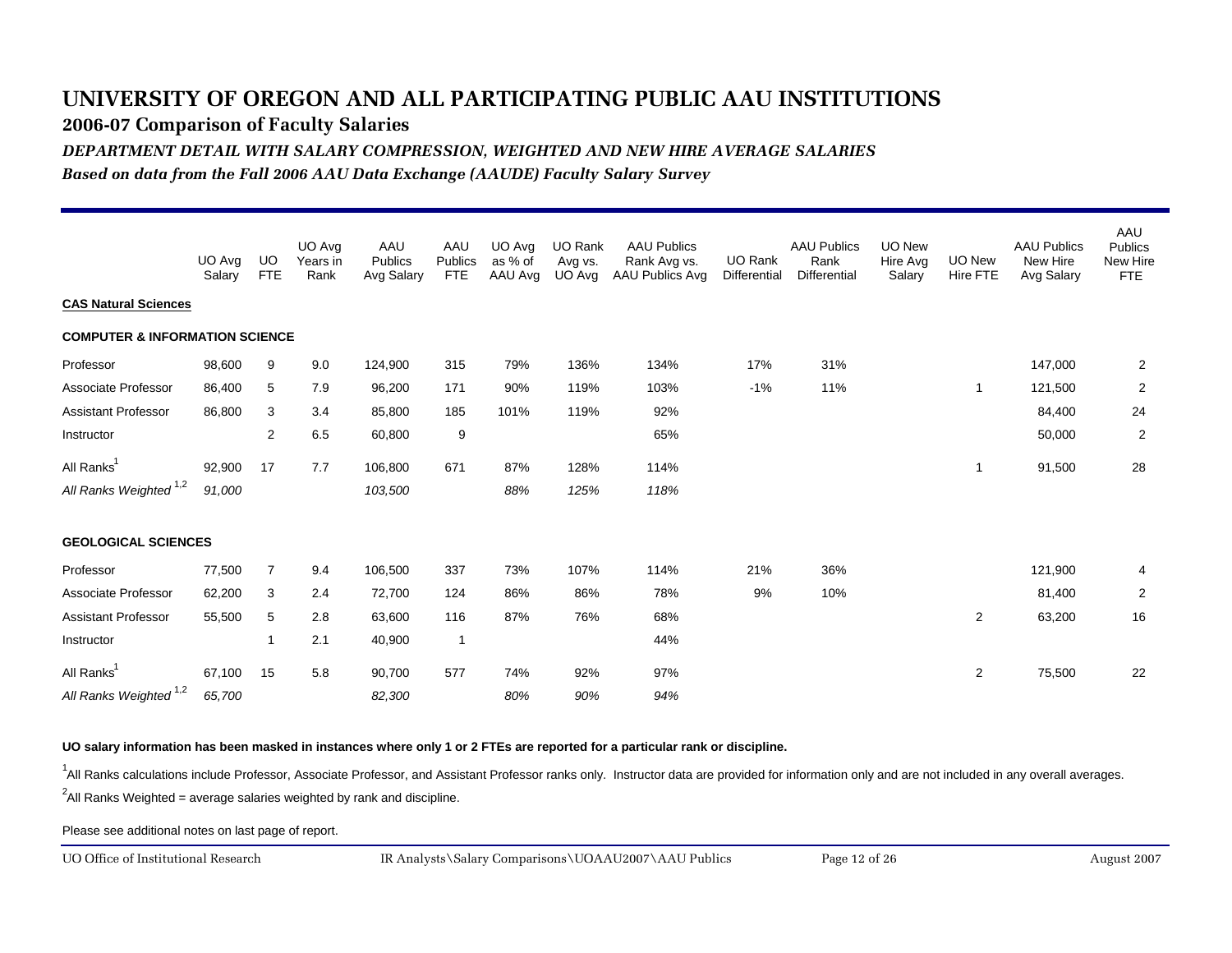# UNIVERSITY OF OREGON AND ALL PARTICIPATING PUBLIC AAU INSTITUTIONS

## 2006-07 Comparison of Faculty Salaries

### *DEPARTMENT DETAIL WITH SALARY COMPRESSION, WEIGHTED AND NEW HIRE AVERAGE SALARIES*

*Based on data from the Fall 2006 AAU Data Exchange (AAUDE) Faculty Salary Survey*

| | UO Avg Salary | UO FTE | UO Avg Years in Rank | AAU Publics Avg Salary | AAU Publics FTE | UO Avg as % of AAU Avg | UO Rank Avg vs. UO Avg | AAU Publics Rank Avg vs. AAU Publics Avg | UO Rank Differential | AAU Publics Rank Differential | UO New Hire Avg Salary | UO New Hire FTE | AAU Publics New Hire Avg Salary | AAU Publics New Hire FTE |
|---|---|---|---|---|---|---|---|---|---|---|---|---|---|---|
| **CAS Natural Sciences** | | | | | | | | | | | | | | |
| **COMPUTER & INFORMATION SCIENCE** | | | | | | | | | | | | | | |
| Professor | 98,600 | 9 | 9.0 | 124,900 | 315 | 79% | 136% | 134% | 17% | 31% | | | 147,000 | 2 |
| Associate Professor | 86,400 | 5 | 7.9 | 96,200 | 171 | 90% | 119% | 103% | -1% | 11% | | 1 | 121,500 | 2 |
| Assistant Professor | 86,800 | 3 | 3.4 | 85,800 | 185 | 101% | 119% | 92% | | | | | 84,400 | 24 |
| Instructor | | 2 | 6.5 | 60,800 | 9 | | | 65% | | | | | 50,000 | 2 |
| All Ranks[1] | 92,900 | 17 | 7.7 | 106,800 | 671 | 87% | 128% | 114% | | | | 1 | 91,500 | 28 |
| *All Ranks Weighted [1,2]* | *91,000* | | | *103,500* | | *88%* | *125%* | *118%* | | | | | | |
| **GEOLOGICAL SCIENCES** | | | | | | | | | | | | | | |
| Professor | 77,500 | 7 | 9.4 | 106,500 | 337 | 73% | 107% | 114% | 21% | 36% | | | 121,900 | 4 |
| Associate Professor | 62,200 | 3 | 2.4 | 72,700 | 124 | 86% | 86% | 78% | 9% | 10% | | | 81,400 | 2 |
| Assistant Professor | 55,500 | 5 | 2.8 | 63,600 | 116 | 87% | 76% | 68% | | | | 2 | 63,200 | 16 |
| Instructor | | 1 | 2.1 | 40,900 | 1 | | | 44% | | | | | | |
| All Ranks[1] | 67,100 | 15 | 5.8 | 90,700 | 577 | 74% | 92% | 97% | | | | 2 | 75,500 | 22 |
| *All Ranks Weighted [1,2]* | *65,700* | | | *82,300* | | *80%* | *90%* | *94%* | | | | | | |

**UO salary information has been masked in instances where only 1 or 2 FTEs are reported for a particular rank or discipline.**

[1]All Ranks calculations include Professor, Associate Professor, and Assistant Professor ranks only. Instructor data are provided for information only and are not included in any overall averages.

[2]All Ranks Weighted = average salaries weighted by rank and discipline.

Please see additional notes on last page of report.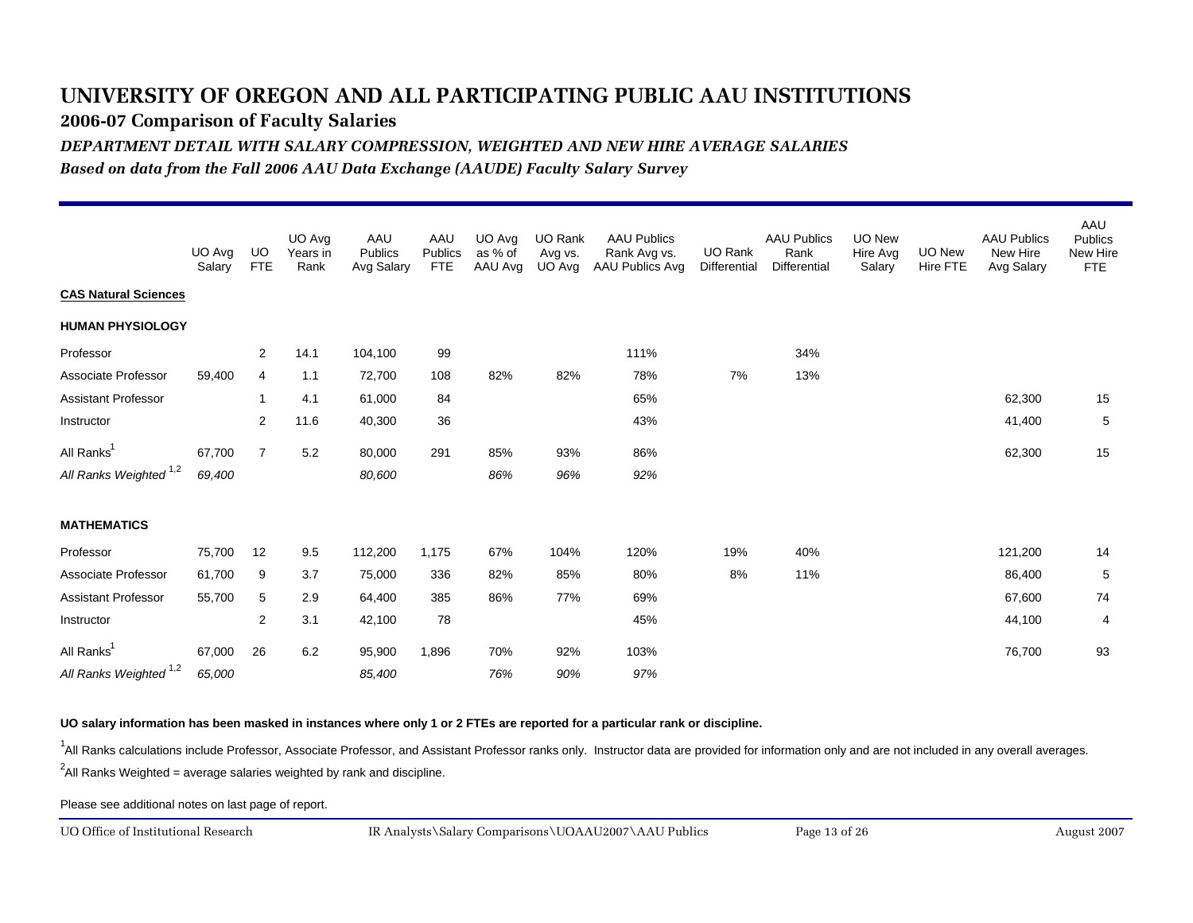# UNIVERSITY OF OREGON AND ALL PARTICIPATING PUBLIC AAU INSTITUTIONS

## 2006-07 Comparison of Faculty Salaries

### *DEPARTMENT DETAIL WITH SALARY COMPRESSION, WEIGHTED AND NEW HIRE AVERAGE SALARIES*

### *Based on data from the Fall 2006 AAU Data Exchange (AAUDE) Faculty Salary Survey*

| | UO Avg Salary | UO FTE | UO Avg Years in Rank | AAU Publics Avg Salary | AAU Publics FTE | UO Avg as % of AAU Avg | UO Rank Avg vs. UO Avg | AAU Publics Rank Avg vs. AAU Publics Avg | UO Rank Differential | AAU Publics Rank Differential | UO New Hire Avg Salary | UO New Hire FTE | AAU Publics New Hire Avg Salary | AAU Publics New Hire FTE |
|---|---|---|---|---|---|---|---|---|---|---|---|---|---|---|
| **CAS Natural Sciences** | | | | | | | | | | | | | | |
| **HUMAN PHYSIOLOGY** | | | | | | | | | | | | | | |
| Professor | | 2 | 14.1 | 104,100 | 99 | | | 111% | | 34% | | | | |
| Associate Professor | 59,400 | 4 | 1.1 | 72,700 | 108 | 82% | 82% | 78% | 7% | 13% | | | | |
| Assistant Professor | | 1 | 4.1 | 61,000 | 84 | | | 65% | | | | | 62,300 | 15 |
| Instructor | | 2 | 11.6 | 40,300 | 36 | | | 43% | | | | | 41,400 | 5 |
| All Ranks[1] | 67,700 | 7 | 5.2 | 80,000 | 291 | 85% | 93% | 86% | | | | | 62,300 | 15 |
| *All Ranks Weighted [1,2]* | *69,400* | | | *80,600* | | *86%* | *96%* | *92%* | | | | | | |
| **MATHEMATICS** | | | | | | | | | | | | | | |
| Professor | 75,700 | 12 | 9.5 | 112,200 | 1,175 | 67% | 104% | 120% | 19% | 40% | | | 121,200 | 14 |
| Associate Professor | 61,700 | 9 | 3.7 | 75,000 | 336 | 82% | 85% | 80% | 8% | 11% | | | 86,400 | 5 |
| Assistant Professor | 55,700 | 5 | 2.9 | 64,400 | 385 | 86% | 77% | 69% | | | | | 67,600 | 74 |
| Instructor | | 2 | 3.1 | 42,100 | 78 | | | 45% | | | | | 44,100 | 4 |
| All Ranks[1] | 67,000 | 26 | 6.2 | 95,900 | 1,896 | 70% | 92% | 103% | | | | | 76,700 | 93 |
| *All Ranks Weighted [1,2]* | *65,000* | | | *85,400* | | *76%* | *90%* | *97%* | | | | | | |

**UO salary information has been masked in instances where only 1 or 2 FTEs are reported for a particular rank or discipline.**

[1]All Ranks calculations include Professor, Associate Professor, and Assistant Professor ranks only. Instructor data are provided for information only and are not included in any overall averages.

[2]All Ranks Weighted = average salaries weighted by rank and discipline.

Please see additional notes on last page of report.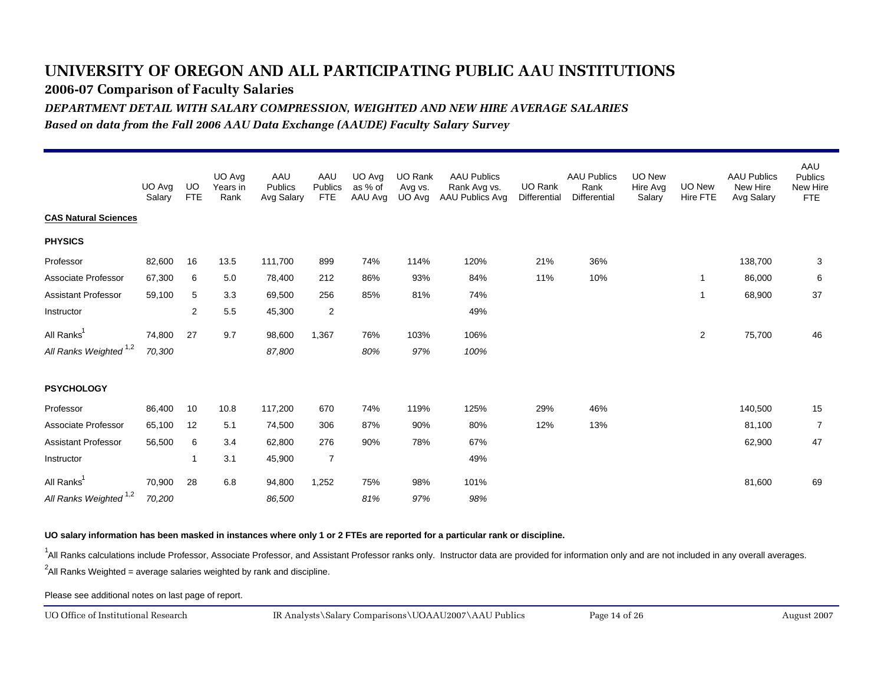# UNIVERSITY OF OREGON AND ALL PARTICIPATING PUBLIC AAU INSTITUTIONS

## 2006-07 Comparison of Faculty Salaries

### *DEPARTMENT DETAIL WITH SALARY COMPRESSION, WEIGHTED AND NEW HIRE AVERAGE SALARIES*

*Based on data from the Fall 2006 AAU Data Exchange (AAUDE) Faculty Salary Survey*

| | UO Avg Salary | UO FTE | UO Avg Years in Rank | AAU Publics Avg Salary | AAU Publics FTE | UO Avg as % of AAU Avg | UO Rank Avg vs. UO Avg | AAU Publics Rank Avg vs. AAU Publics Avg | UO Rank Differential | AAU Publics Rank Differential | UO New Hire Avg Salary | UO New Hire FTE | AAU Publics New Hire Avg Salary | AAU Publics New Hire FTE |
|---|---|---|---|---|---|---|---|---|---|---|---|---|---|---|
| **CAS Natural Sciences** | | | | | | | | | | | | | | |
| **PHYSICS** | | | | | | | | | | | | | | |
| Professor | 82,600 | 16 | 13.5 | 111,700 | 899 | 74% | 114% | 120% | 21% | 36% | | | 138,700 | 3 |
| Associate Professor | 67,300 | 6 | 5.0 | 78,400 | 212 | 86% | 93% | 84% | 11% | 10% | | 1 | 86,000 | 6 |
| Assistant Professor | 59,100 | 5 | 3.3 | 69,500 | 256 | 85% | 81% | 74% | | | | 1 | 68,900 | 37 |
| Instructor | | 2 | 5.5 | 45,300 | 2 | | | 49% | | | | | | |
| All Ranks[1] | 74,800 | 27 | 9.7 | 98,600 | 1,367 | 76% | 103% | 106% | | | | 2 | 75,700 | 46 |
| *All Ranks Weighted [1,2]* | *70,300* | | | *87,800* | | *80%* | *97%* | *100%* | | | | | | |
| **PSYCHOLOGY** | | | | | | | | | | | | | | |
| Professor | 86,400 | 10 | 10.8 | 117,200 | 670 | 74% | 119% | 125% | 29% | 46% | | | 140,500 | 15 |
| Associate Professor | 65,100 | 12 | 5.1 | 74,500 | 306 | 87% | 90% | 80% | 12% | 13% | | | 81,100 | 7 |
| Assistant Professor | 56,500 | 6 | 3.4 | 62,800 | 276 | 90% | 78% | 67% | | | | | 62,900 | 47 |
| Instructor | | 1 | 3.1 | 45,900 | 7 | | | 49% | | | | | | |
| All Ranks[1] | 70,900 | 28 | 6.8 | 94,800 | 1,252 | 75% | 98% | 101% | | | | | 81,600 | 69 |
| *All Ranks Weighted [1,2]* | *70,200* | | | *86,500* | | *81%* | *97%* | *98%* | | | | | | |

**UO salary information has been masked in instances where only 1 or 2 FTEs are reported for a particular rank or discipline.**

[1]All Ranks calculations include Professor, Associate Professor, and Assistant Professor ranks only. Instructor data are provided for information only and are not included in any overall averages.

[2]All Ranks Weighted = average salaries weighted by rank and discipline.

Please see additional notes on last page of report.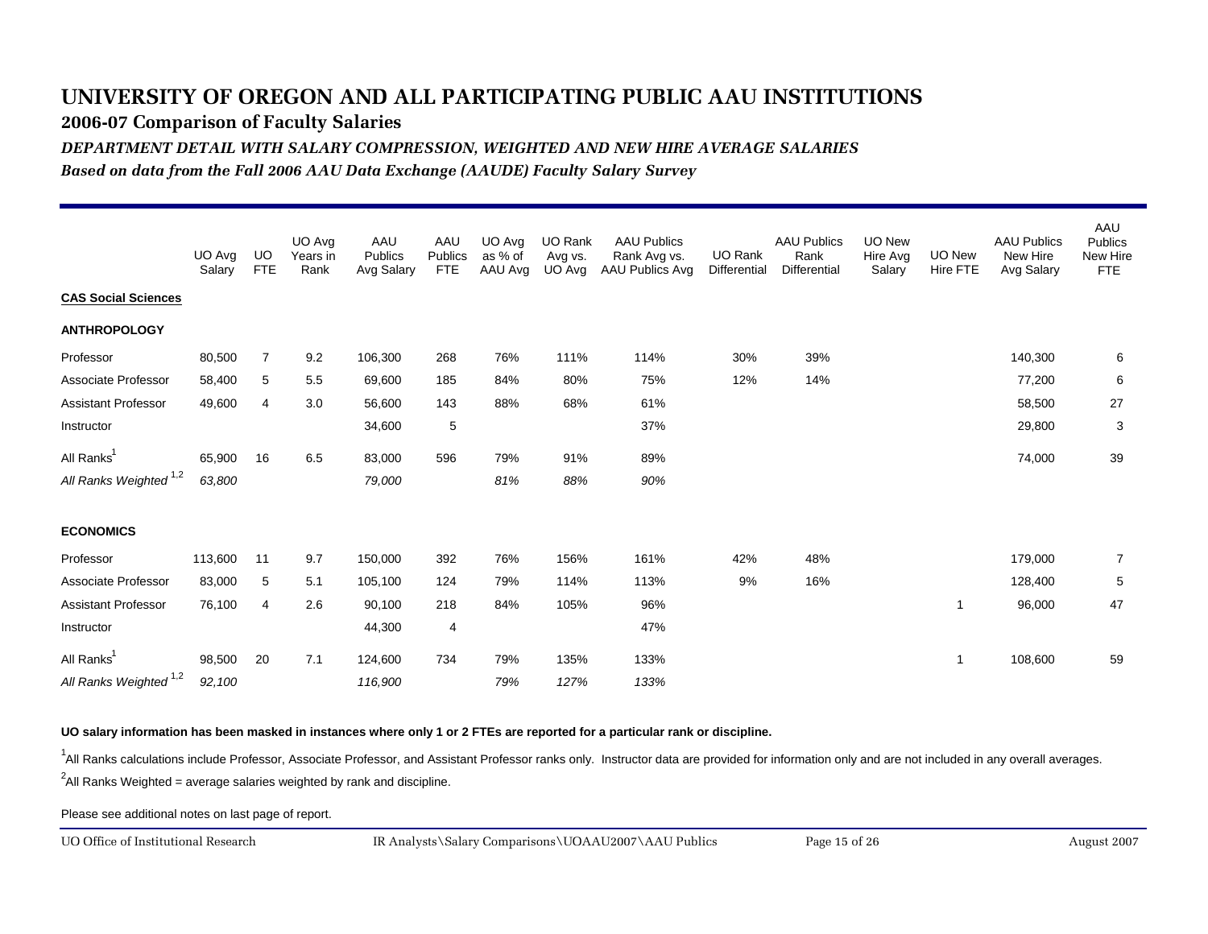# UNIVERSITY OF OREGON AND ALL PARTICIPATING PUBLIC AAU INSTITUTIONS

## 2006-07 Comparison of Faculty Salaries

### *DEPARTMENT DETAIL WITH SALARY COMPRESSION, WEIGHTED AND NEW HIRE AVERAGE SALARIES*

*Based on data from the Fall 2006 AAU Data Exchange (AAUDE) Faculty Salary Survey*

| | UO Avg Salary | UO FTE | UO Avg Years in Rank | AAU Publics Avg Salary | AAU Publics FTE | UO Avg as % of AAU Avg | UO Rank Avg vs. UO Avg | AAU Publics Rank Avg vs. AAU Publics Avg | UO Rank Differential | AAU Publics Rank Differential | UO New Hire Avg Salary | UO New Hire FTE | AAU Publics New Hire Avg Salary | AAU Publics New Hire FTE |
|---|---|---|---|---|---|---|---|---|---|---|---|---|---|---|
| **CAS Social Sciences** | | | | | | | | | | | | | | |
| **ANTHROPOLOGY** | | | | | | | | | | | | | | |
| Professor | 80,500 | 7 | 9.2 | 106,300 | 268 | 76% | 111% | 114% | 30% | 39% | | | 140,300 | 6 |
| Associate Professor | 58,400 | 5 | 5.5 | 69,600 | 185 | 84% | 80% | 75% | 12% | 14% | | | 77,200 | 6 |
| Assistant Professor | 49,600 | 4 | 3.0 | 56,600 | 143 | 88% | 68% | 61% | | | | | 58,500 | 27 |
| Instructor | | | | 34,600 | 5 | | | 37% | | | | | 29,800 | 3 |
| All Ranks[1] | 65,900 | 16 | 6.5 | 83,000 | 596 | 79% | 91% | 89% | | | | | 74,000 | 39 |
| *All Ranks Weighted [1,2]* | *63,800* | | | *79,000* | | *81%* | *88%* | *90%* | | | | | | |
| **ECONOMICS** | | | | | | | | | | | | | | |
| Professor | 113,600 | 11 | 9.7 | 150,000 | 392 | 76% | 156% | 161% | 42% | 48% | | | 179,000 | 7 |
| Associate Professor | 83,000 | 5 | 5.1 | 105,100 | 124 | 79% | 114% | 113% | 9% | 16% | | | 128,400 | 5 |
| Assistant Professor | 76,100 | 4 | 2.6 | 90,100 | 218 | 84% | 105% | 96% | | | | 1 | 96,000 | 47 |
| Instructor | | | | 44,300 | 4 | | | 47% | | | | | | |
| All Ranks[1] | 98,500 | 20 | 7.1 | 124,600 | 734 | 79% | 135% | 133% | | | | 1 | 108,600 | 59 |
| *All Ranks Weighted [1,2]* | *92,100* | | | *116,900* | | *79%* | *127%* | *133%* | | | | | | |

**UO salary information has been masked in instances where only 1 or 2 FTEs are reported for a particular rank or discipline.**

[1]All Ranks calculations include Professor, Associate Professor, and Assistant Professor ranks only. Instructor data are provided for information only and are not included in any overall averages.

[2]All Ranks Weighted = average salaries weighted by rank and discipline.

Please see additional notes on last page of report.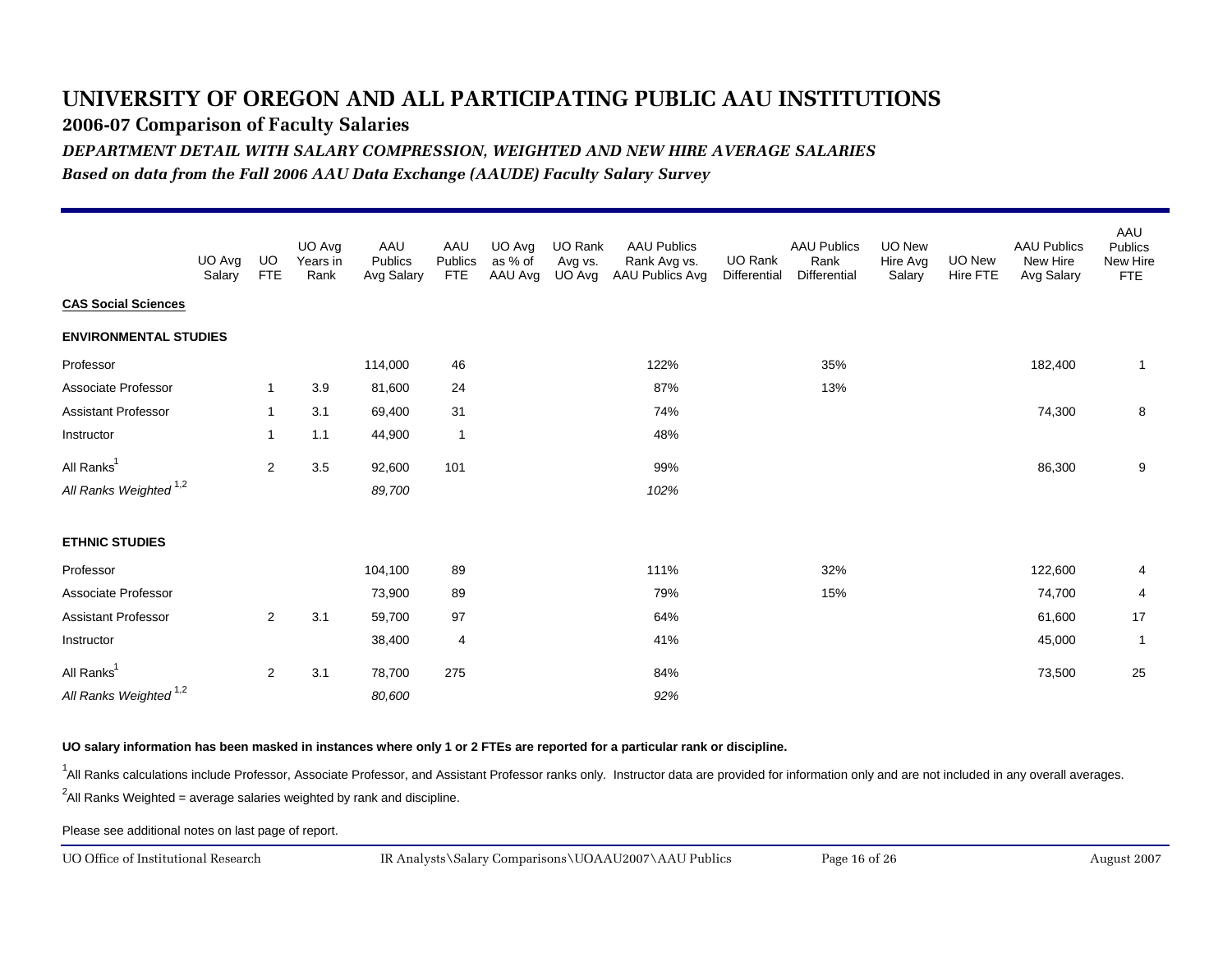# UNIVERSITY OF OREGON AND ALL PARTICIPATING PUBLIC AAU INSTITUTIONS

## 2006-07 Comparison of Faculty Salaries

### *DEPARTMENT DETAIL WITH SALARY COMPRESSION, WEIGHTED AND NEW HIRE AVERAGE SALARIES*

*Based on data from the Fall 2006 AAU Data Exchange (AAUDE) Faculty Salary Survey*

| | UO Avg Salary | UO FTE | UO Avg Years in Rank | AAU Publics Avg Salary | AAU Publics FTE | UO Avg as % of AAU Avg | UO Rank Avg vs. UO Avg | AAU Publics Rank Avg vs. AAU Publics Avg | UO Rank Differential | AAU Publics Rank Differential | UO New Hire Avg Salary | UO New Hire FTE | AAU Publics New Hire Avg Salary | AAU Publics New Hire FTE |
|---|---|---|---|---|---|---|---|---|---|---|---|---|---|---|
| **CAS Social Sciences** | | | | | | | | | | | | | | |
| **ENVIRONMENTAL STUDIES** | | | | | | | | | | | | | | |
| Professor | | | | 114,000 | 46 | | | 122% | | 35% | | | 182,400 | 1 |
| Associate Professor | | 1 | 3.9 | 81,600 | 24 | | | 87% | | 13% | | | | |
| Assistant Professor | | 1 | 3.1 | 69,400 | 31 | | | 74% | | | | | 74,300 | 8 |
| Instructor | | 1 | 1.1 | 44,900 | 1 | | | 48% | | | | | | |
| All Ranks[1] | | 2 | 3.5 | 92,600 | 101 | | | 99% | | | | | 86,300 | 9 |
| *All Ranks Weighted [1,2]* | | | | *89,700* | | | | *102%* | | | | | | |
| **ETHNIC STUDIES** | | | | | | | | | | | | | | |
| Professor | | | | 104,100 | 89 | | | 111% | | 32% | | | 122,600 | 4 |
| Associate Professor | | | | 73,900 | 89 | | | 79% | | 15% | | | 74,700 | 4 |
| Assistant Professor | | 2 | 3.1 | 59,700 | 97 | | | 64% | | | | | 61,600 | 17 |
| Instructor | | | | 38,400 | 4 | | | 41% | | | | | 45,000 | 1 |
| All Ranks[1] | | 2 | 3.1 | 78,700 | 275 | | | 84% | | | | | 73,500 | 25 |
| *All Ranks Weighted [1,2]* | | | | *80,600* | | | | *92%* | | | | | | |

**UO salary information has been masked in instances where only 1 or 2 FTEs are reported for a particular rank or discipline.**

[1]All Ranks calculations include Professor, Associate Professor, and Assistant Professor ranks only. Instructor data are provided for information only and are not included in any overall averages.

[2]All Ranks Weighted = average salaries weighted by rank and discipline.

Please see additional notes on last page of report.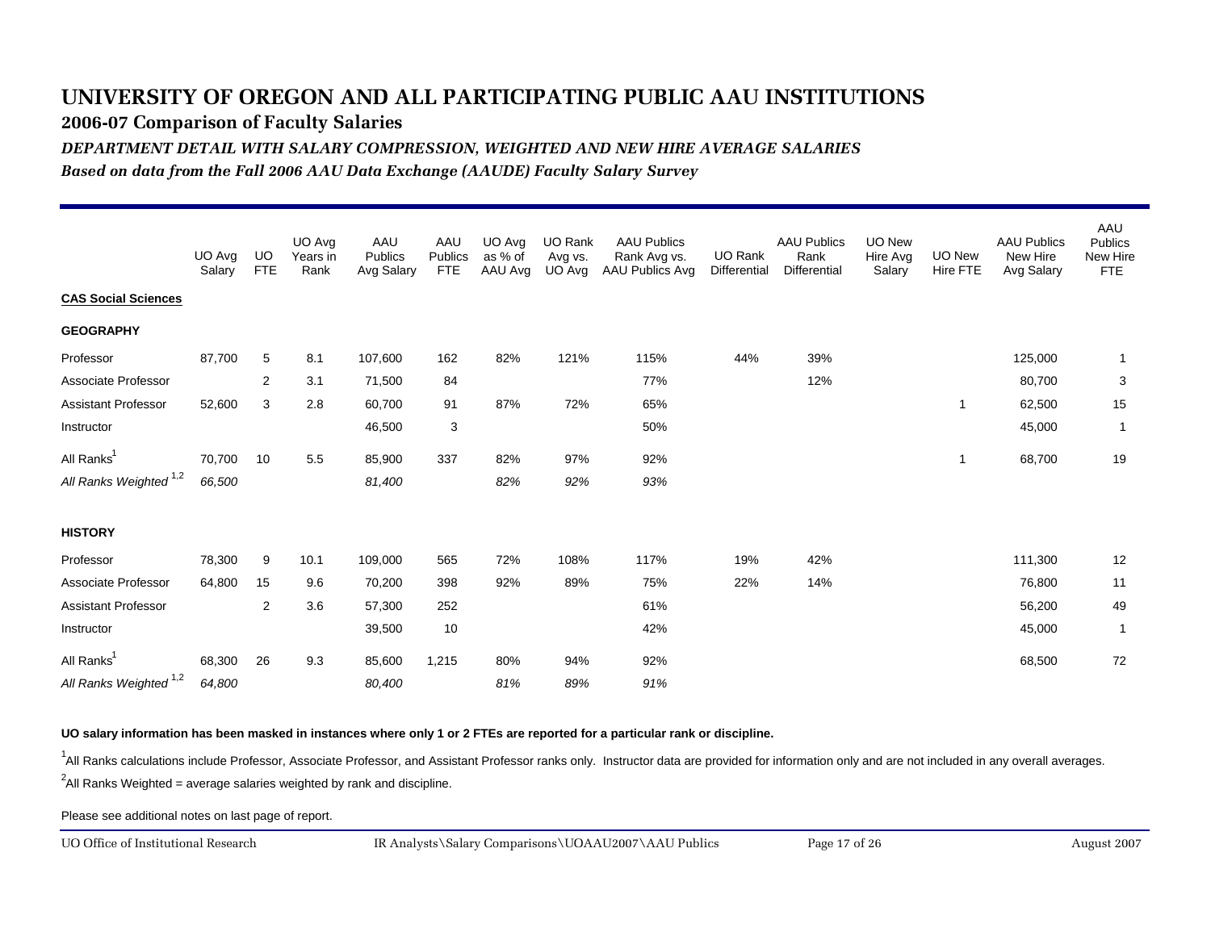# UNIVERSITY OF OREGON AND ALL PARTICIPATING PUBLIC AAU INSTITUTIONS

## 2006-07 Comparison of Faculty Salaries

### *DEPARTMENT DETAIL WITH SALARY COMPRESSION, WEIGHTED AND NEW HIRE AVERAGE SALARIES*

*Based on data from the Fall 2006 AAU Data Exchange (AAUDE) Faculty Salary Survey*

| | UO Avg Salary | UO FTE | UO Avg Years in Rank | AAU Publics Avg Salary | AAU Publics FTE | UO Avg as % of AAU Avg | UO Rank Avg vs. UO Avg | AAU Publics Rank Avg vs. AAU Publics Avg | UO Rank Differential | AAU Publics Rank Differential | UO New Hire Avg Salary | UO New Hire FTE | AAU Publics New Hire Avg Salary | AAU Publics New Hire FTE |
|---|---|---|---|---|---|---|---|---|---|---|---|---|---|---|
| **CAS Social Sciences** | | | | | | | | | | | | | | |
| **GEOGRAPHY** | | | | | | | | | | | | | | |
| Professor | 87,700 | 5 | 8.1 | 107,600 | 162 | 82% | 121% | 115% | 44% | 39% | | | 125,000 | 1 |
| Associate Professor | | 2 | 3.1 | 71,500 | 84 | | | 77% | | 12% | | | 80,700 | 3 |
| Assistant Professor | 52,600 | 3 | 2.8 | 60,700 | 91 | 87% | 72% | 65% | | | | 1 | 62,500 | 15 |
| Instructor | | | | 46,500 | 3 | | | 50% | | | | | 45,000 | 1 |
| All Ranks[1] | 70,700 | 10 | 5.5 | 85,900 | 337 | 82% | 97% | 92% | | | | 1 | 68,700 | 19 |
| *All Ranks Weighted [1,2]* | *66,500* | | | *81,400* | | *82%* | *92%* | *93%* | | | | | | |
| **HISTORY** | | | | | | | | | | | | | | |
| Professor | 78,300 | 9 | 10.1 | 109,000 | 565 | 72% | 108% | 117% | 19% | 42% | | | 111,300 | 12 |
| Associate Professor | 64,800 | 15 | 9.6 | 70,200 | 398 | 92% | 89% | 75% | 22% | 14% | | | 76,800 | 11 |
| Assistant Professor | | 2 | 3.6 | 57,300 | 252 | | | 61% | | | | | 56,200 | 49 |
| Instructor | | | | 39,500 | 10 | | | 42% | | | | | 45,000 | 1 |
| All Ranks[1] | 68,300 | 26 | 9.3 | 85,600 | 1,215 | 80% | 94% | 92% | | | | | 68,500 | 72 |
| *All Ranks Weighted [1,2]* | *64,800* | | | *80,400* | | *81%* | *89%* | *91%* | | | | | | |

**UO salary information has been masked in instances where only 1 or 2 FTEs are reported for a particular rank or discipline.**

[1]All Ranks calculations include Professor, Associate Professor, and Assistant Professor ranks only. Instructor data are provided for information only and are not included in any overall averages.

[2]All Ranks Weighted = average salaries weighted by rank and discipline.

Please see additional notes on last page of report.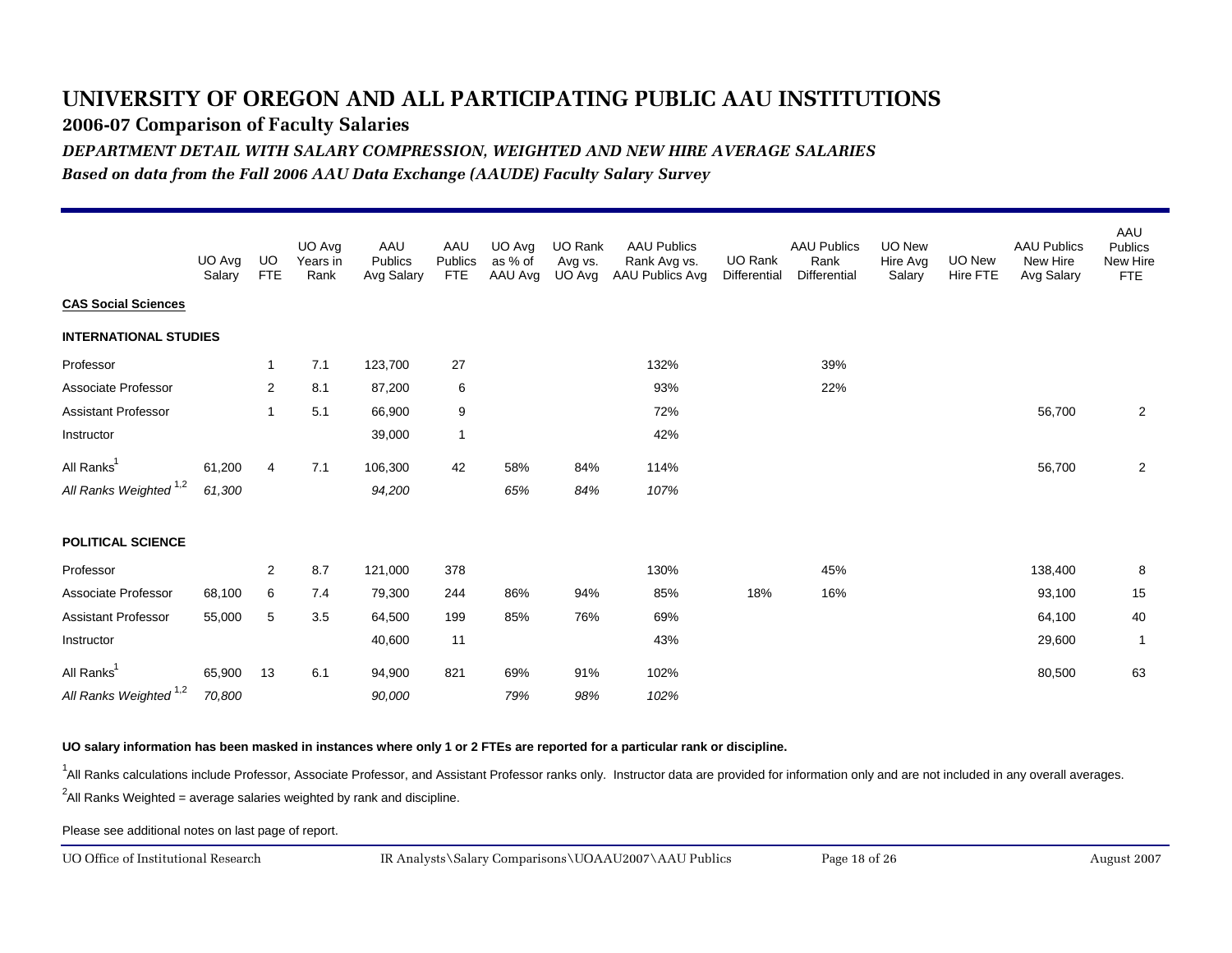# UNIVERSITY OF OREGON AND ALL PARTICIPATING PUBLIC AAU INSTITUTIONS

## 2006-07 Comparison of Faculty Salaries

### *DEPARTMENT DETAIL WITH SALARY COMPRESSION, WEIGHTED AND NEW HIRE AVERAGE SALARIES*

*Based on data from the Fall 2006 AAU Data Exchange (AAUDE) Faculty Salary Survey*

| | UO Avg Salary | UO FTE | UO Avg Years in Rank | AAU Publics Avg Salary | AAU Publics FTE | UO Avg as % of AAU Avg | UO Rank Avg vs. UO Avg | AAU Publics Rank Avg vs. AAU Publics Avg | UO Rank Differential | AAU Publics Rank Differential | UO New Hire Avg Salary | UO New Hire FTE | AAU Publics New Hire Avg Salary | AAU Publics New Hire FTE |
|---|---|---|---|---|---|---|---|---|---|---|---|---|---|---|
| **CAS Social Sciences** | | | | | | | | | | | | | | |
| **INTERNATIONAL STUDIES** | | | | | | | | | | | | | | |
| Professor | | 1 | 7.1 | 123,700 | 27 | | | 132% | | 39% | | | | |
| Associate Professor | | 2 | 8.1 | 87,200 | 6 | | | 93% | | 22% | | | | |
| Assistant Professor | | 1 | 5.1 | 66,900 | 9 | | | 72% | | | | | 56,700 | 2 |
| Instructor | | | | 39,000 | 1 | | | 42% | | | | | | |
| All Ranks[1] | 61,200 | 4 | 7.1 | 106,300 | 42 | 58% | 84% | 114% | | | | | 56,700 | 2 |
| *All Ranks Weighted [1,2]* | *61,300* | | | *94,200* | | *65%* | *84%* | *107%* | | | | | | |
| **POLITICAL SCIENCE** | | | | | | | | | | | | | | |
| Professor | | 2 | 8.7 | 121,000 | 378 | | | 130% | | 45% | | | 138,400 | 8 |
| Associate Professor | 68,100 | 6 | 7.4 | 79,300 | 244 | 86% | 94% | 85% | 18% | 16% | | | 93,100 | 15 |
| Assistant Professor | 55,000 | 5 | 3.5 | 64,500 | 199 | 85% | 76% | 69% | | | | | 64,100 | 40 |
| Instructor | | | | 40,600 | 11 | | | 43% | | | | | 29,600 | 1 |
| All Ranks[1] | 65,900 | 13 | 6.1 | 94,900 | 821 | 69% | 91% | 102% | | | | | 80,500 | 63 |
| *All Ranks Weighted [1,2]* | *70,800* | | | *90,000* | | *79%* | *98%* | *102%* | | | | | | |

**UO salary information has been masked in instances where only 1 or 2 FTEs are reported for a particular rank or discipline.**

[1]All Ranks calculations include Professor, Associate Professor, and Assistant Professor ranks only. Instructor data are provided for information only and are not included in any overall averages.

[2]All Ranks Weighted = average salaries weighted by rank and discipline.

Please see additional notes on last page of report.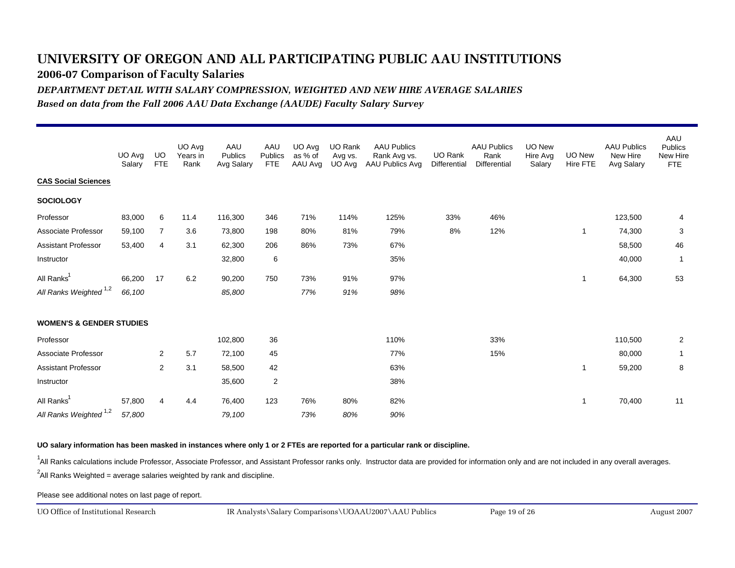# UNIVERSITY OF OREGON AND ALL PARTICIPATING PUBLIC AAU INSTITUTIONS

## 2006-07 Comparison of Faculty Salaries

### *DEPARTMENT DETAIL WITH SALARY COMPRESSION, WEIGHTED AND NEW HIRE AVERAGE SALARIES*

*Based on data from the Fall 2006 AAU Data Exchange (AAUDE) Faculty Salary Survey*

| | UO Avg Salary | UO FTE | UO Avg Years in Rank | AAU Publics Avg Salary | AAU Publics FTE | UO Avg as % of AAU Avg | UO Rank Avg vs. UO Avg | AAU Publics Rank Avg vs. AAU Publics Avg | UO Rank Differential | AAU Publics Rank Differential | UO New Hire Avg Salary | UO New Hire FTE | AAU Publics New Hire Avg Salary | AAU Publics New Hire FTE |
|---|---|---|---|---|---|---|---|---|---|---|---|---|---|---|
| **CAS Social Sciences** | | | | | | | | | | | | | | |
| **SOCIOLOGY** | | | | | | | | | | | | | | |
| Professor | 83,000 | 6 | 11.4 | 116,300 | 346 | 71% | 114% | 125% | 33% | 46% | | | 123,500 | 4 |
| Associate Professor | 59,100 | 7 | 3.6 | 73,800 | 198 | 80% | 81% | 79% | 8% | 12% | | 1 | 74,300 | 3 |
| Assistant Professor | 53,400 | 4 | 3.1 | 62,300 | 206 | 86% | 73% | 67% | | | | | 58,500 | 46 |
| Instructor | | | | 32,800 | 6 | | | 35% | | | | | 40,000 | 1 |
| All Ranks[1] | 66,200 | 17 | 6.2 | 90,200 | 750 | 73% | 91% | 97% | | | | 1 | 64,300 | 53 |
| *All Ranks Weighted [1,2]* | *66,100* | | | *85,800* | | *77%* | *91%* | *98%* | | | | | | |
| **WOMEN'S & GENDER STUDIES** | | | | | | | | | | | | | | |
| Professor | | | | 102,800 | 36 | | | 110% | | 33% | | | 110,500 | 2 |
| Associate Professor | | 2 | 5.7 | 72,100 | 45 | | | 77% | | 15% | | | 80,000 | 1 |
| Assistant Professor | | 2 | 3.1 | 58,500 | 42 | | | 63% | | | | 1 | 59,200 | 8 |
| Instructor | | | | 35,600 | 2 | | | 38% | | | | | | |
| All Ranks[1] | 57,800 | 4 | 4.4 | 76,400 | 123 | 76% | 80% | 82% | | | | 1 | 70,400 | 11 |
| *All Ranks Weighted [1,2]* | *57,800* | | | *79,100* | | *73%* | *80%* | *90%* | | | | | | |

**UO salary information has been masked in instances where only 1 or 2 FTEs are reported for a particular rank or discipline.**

[1]All Ranks calculations include Professor, Associate Professor, and Assistant Professor ranks only. Instructor data are provided for information only and are not included in any overall averages.

[2]All Ranks Weighted = average salaries weighted by rank and discipline.

Please see additional notes on last page of report.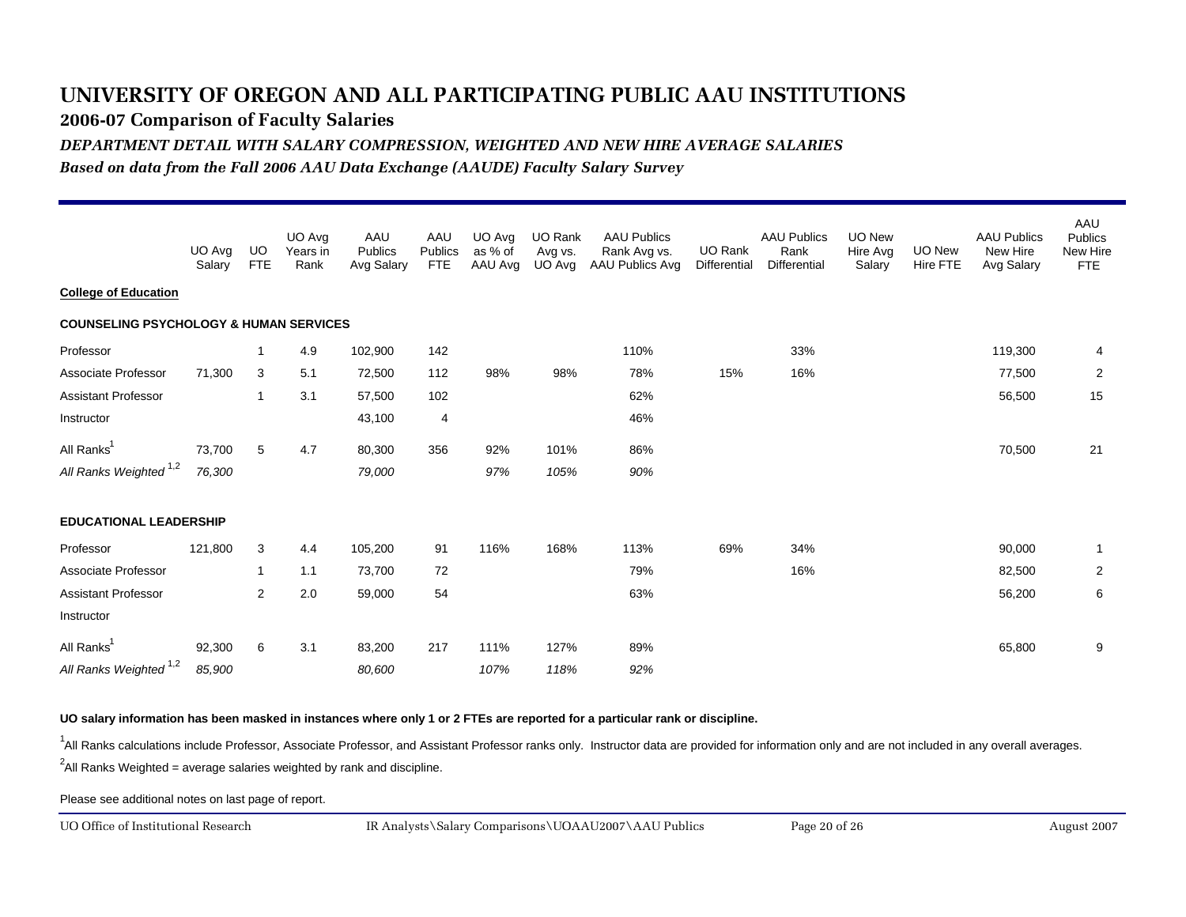# UNIVERSITY OF OREGON AND ALL PARTICIPATING PUBLIC AAU INSTITUTIONS

## 2006-07 Comparison of Faculty Salaries

### *DEPARTMENT DETAIL WITH SALARY COMPRESSION, WEIGHTED AND NEW HIRE AVERAGE SALARIES*

*Based on data from the Fall 2006 AAU Data Exchange (AAUDE) Faculty Salary Survey*

| | UO Avg Salary | UO FTE | UO Avg Years in Rank | AAU Publics Avg Salary | AAU Publics FTE | UO Avg as % of AAU Avg | UO Rank Avg vs. UO Avg | AAU Publics Rank Avg vs. AAU Publics Avg | UO Rank Differential | AAU Publics Rank Differential | UO New Hire Avg Salary | UO New Hire FTE | AAU Publics New Hire Avg Salary | AAU Publics New Hire FTE |
|---|---|---|---|---|---|---|---|---|---|---|---|---|---|---|
| **College of Education** | | | | | | | | | | | | | | |
| **COUNSELING PSYCHOLOGY & HUMAN SERVICES** | | | | | | | | | | | | | | |
| Professor | | 1 | 4.9 | 102,900 | 142 | | | 110% | | 33% | | | 119,300 | 4 |
| Associate Professor | 71,300 | 3 | 5.1 | 72,500 | 112 | 98% | 98% | 78% | 15% | 16% | | | 77,500 | 2 |
| Assistant Professor | | 1 | 3.1 | 57,500 | 102 | | | 62% | | | | | 56,500 | 15 |
| Instructor | | | | 43,100 | 4 | | | 46% | | | | | | |
| All Ranks[1] | 73,700 | 5 | 4.7 | 80,300 | 356 | 92% | 101% | 86% | | | | | 70,500 | 21 |
| *All Ranks Weighted [1,2]* | *76,300* | | | *79,000* | | *97%* | *105%* | *90%* | | | | | | |
| **EDUCATIONAL LEADERSHIP** | | | | | | | | | | | | | | |
| Professor | 121,800 | 3 | 4.4 | 105,200 | 91 | 116% | 168% | 113% | 69% | 34% | | | 90,000 | 1 |
| Associate Professor | | 1 | 1.1 | 73,700 | 72 | | | 79% | | 16% | | | 82,500 | 2 |
| Assistant Professor | | 2 | 2.0 | 59,000 | 54 | | | 63% | | | | | 56,200 | 6 |
| Instructor | | | | | | | | | | | | | | |
| All Ranks[1] | 92,300 | 6 | 3.1 | 83,200 | 217 | 111% | 127% | 89% | | | | | 65,800 | 9 |
| *All Ranks Weighted [1,2]* | *85,900* | | | *80,600* | | *107%* | *118%* | *92%* | | | | | | |

**UO salary information has been masked in instances where only 1 or 2 FTEs are reported for a particular rank or discipline.**

[1]All Ranks calculations include Professor, Associate Professor, and Assistant Professor ranks only. Instructor data are provided for information only and are not included in any overall averages.

[2]All Ranks Weighted = average salaries weighted by rank and discipline.

Please see additional notes on last page of report.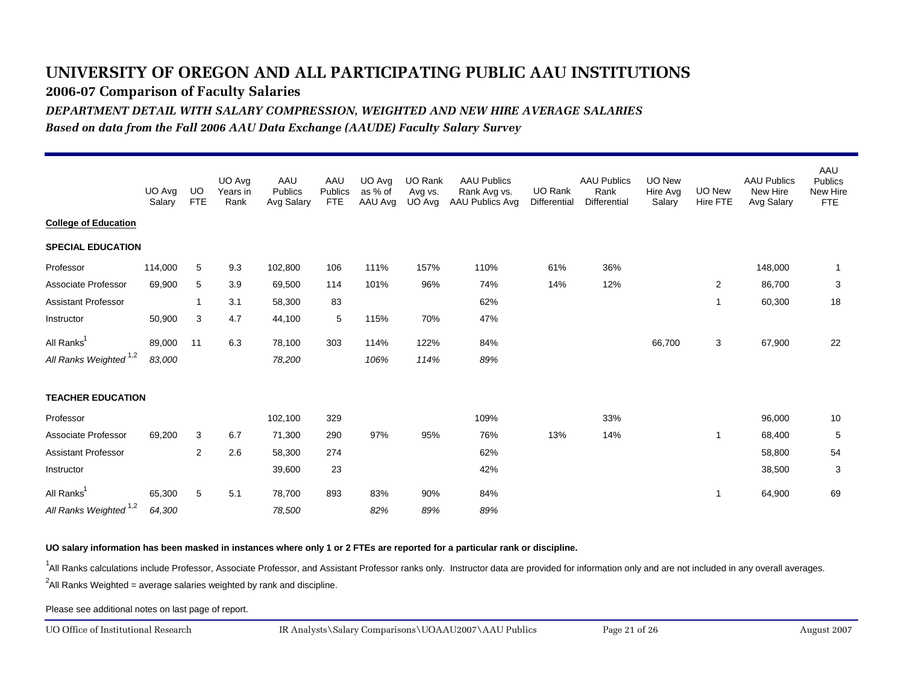# UNIVERSITY OF OREGON AND ALL PARTICIPATING PUBLIC AAU INSTITUTIONS

## 2006-07 Comparison of Faculty Salaries

### *DEPARTMENT DETAIL WITH SALARY COMPRESSION, WEIGHTED AND NEW HIRE AVERAGE SALARIES*

*Based on data from the Fall 2006 AAU Data Exchange (AAUDE) Faculty Salary Survey*

| | UO Avg Salary | UO FTE | UO Avg Years in Rank | AAU Publics Avg Salary | AAU Publics FTE | UO Avg as % of AAU Avg | UO Rank Avg vs. UO Avg | AAU Publics Rank Avg vs. AAU Publics Avg | UO Rank Differential | AAU Publics Rank Differential | UO New Hire Avg Salary | UO New Hire FTE | AAU Publics New Hire Avg Salary | AAU Publics New Hire FTE |
|---|---|---|---|---|---|---|---|---|---|---|---|---|---|---|
| **College of Education** | | | | | | | | | | | | | | |
| **SPECIAL EDUCATION** | | | | | | | | | | | | | | |
| Professor | 114,000 | 5 | 9.3 | 102,800 | 106 | 111% | 157% | 110% | 61% | 36% | | | 148,000 | 1 |
| Associate Professor | 69,900 | 5 | 3.9 | 69,500 | 114 | 101% | 96% | 74% | 14% | 12% | | 2 | 86,700 | 3 |
| Assistant Professor | | 1 | 3.1 | 58,300 | 83 | | | 62% | | | | 1 | 60,300 | 18 |
| Instructor | 50,900 | 3 | 4.7 | 44,100 | 5 | 115% | 70% | 47% | | | | | | |
| All Ranks[1] | 89,000 | 11 | 6.3 | 78,100 | 303 | 114% | 122% | 84% | | | 66,700 | 3 | 67,900 | 22 |
| *All Ranks Weighted [1,2]* | *83,000* | | | *78,200* | | *106%* | *114%* | *89%* | | | | | | |
| **TEACHER EDUCATION** | | | | | | | | | | | | | | |
| Professor | | | | 102,100 | 329 | | | 109% | | 33% | | | 96,000 | 10 |
| Associate Professor | 69,200 | 3 | 6.7 | 71,300 | 290 | 97% | 95% | 76% | 13% | 14% | | 1 | 68,400 | 5 |
| Assistant Professor | | 2 | 2.6 | 58,300 | 274 | | | 62% | | | | | 58,800 | 54 |
| Instructor | | | | 39,600 | 23 | | | 42% | | | | | 38,500 | 3 |
| All Ranks[1] | 65,300 | 5 | 5.1 | 78,700 | 893 | 83% | 90% | 84% | | | | 1 | 64,900 | 69 |
| *All Ranks Weighted [1,2]* | *64,300* | | | *78,500* | | *82%* | *89%* | *89%* | | | | | | |

**UO salary information has been masked in instances where only 1 or 2 FTEs are reported for a particular rank or discipline.**

[1]All Ranks calculations include Professor, Associate Professor, and Assistant Professor ranks only. Instructor data are provided for information only and are not included in any overall averages.

[2]All Ranks Weighted = average salaries weighted by rank and discipline.

Please see additional notes on last page of report.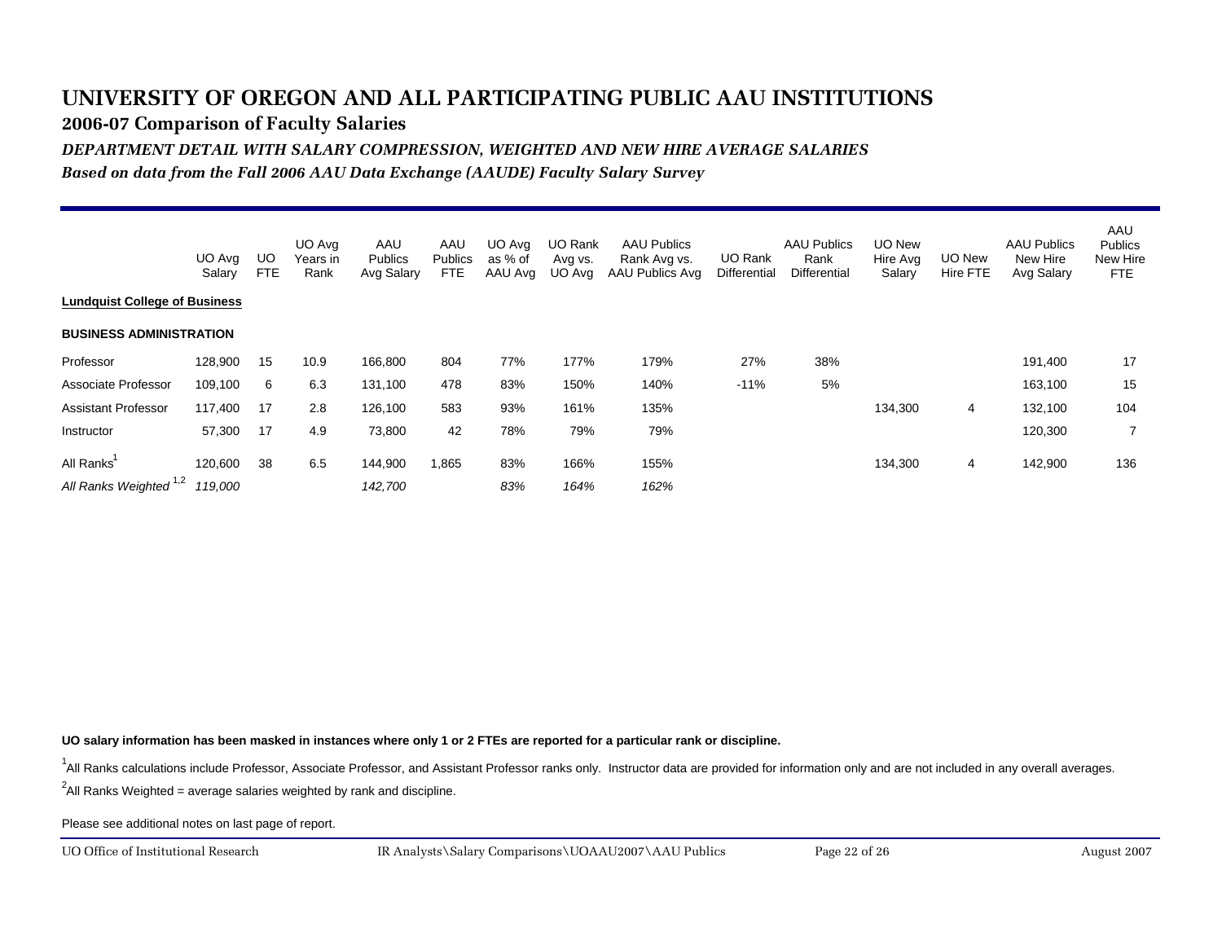# UNIVERSITY OF OREGON AND ALL PARTICIPATING PUBLIC AAU INSTITUTIONS

## 2006-07 Comparison of Faculty Salaries

### *DEPARTMENT DETAIL WITH SALARY COMPRESSION, WEIGHTED AND NEW HIRE AVERAGE SALARIES*

*Based on data from the Fall 2006 AAU Data Exchange (AAUDE) Faculty Salary Survey*

| | UO Avg Salary | UO FTE | UO Avg Years in Rank | AAU Publics Avg Salary | AAU Publics FTE | UO Avg as % of AAU Avg | UO Rank Avg vs. UO Avg | AAU Publics Rank Avg vs. AAU Publics Avg | UO Rank Differential | AAU Publics Rank Differential | UO New Hire Avg Salary | UO New Hire FTE | AAU Publics New Hire Avg Salary | AAU Publics New Hire FTE |
|---|---|---|---|---|---|---|---|---|---|---|---|---|---|---|
| **Lundquist College of Business** | | | | | | | | | | | | | | |
| **BUSINESS ADMINISTRATION** | | | | | | | | | | | | | | |
| Professor | 128,900 | 15 | 10.9 | 166,800 | 804 | 77% | 177% | 179% | 27% | 38% | | | 191,400 | 17 |
| Associate Professor | 109,100 | 6 | 6.3 | 131,100 | 478 | 83% | 150% | 140% | -11% | 5% | | | 163,100 | 15 |
| Assistant Professor | 117,400 | 17 | 2.8 | 126,100 | 583 | 93% | 161% | 135% | | | 134,300 | 4 | 132,100 | 104 |
| Instructor | 57,300 | 17 | 4.9 | 73,800 | 42 | 78% | 79% | 79% | | | | | 120,300 | 7 |
| All Ranks[1] | 120,600 | 38 | 6.5 | 144,900 | 1,865 | 83% | 166% | 155% | | | 134,300 | 4 | 142,900 | 136 |
| *All Ranks Weighted [1,2]* | *119,000* | | | *142,700* | | *83%* | *164%* | *162%* | | | | | | |

**UO salary information has been masked in instances where only 1 or 2 FTEs are reported for a particular rank or discipline.**

[1]All Ranks calculations include Professor, Associate Professor, and Assistant Professor ranks only. Instructor data are provided for information only and are not included in any overall averages.

[2]All Ranks Weighted = average salaries weighted by rank and discipline.

Please see additional notes on last page of report.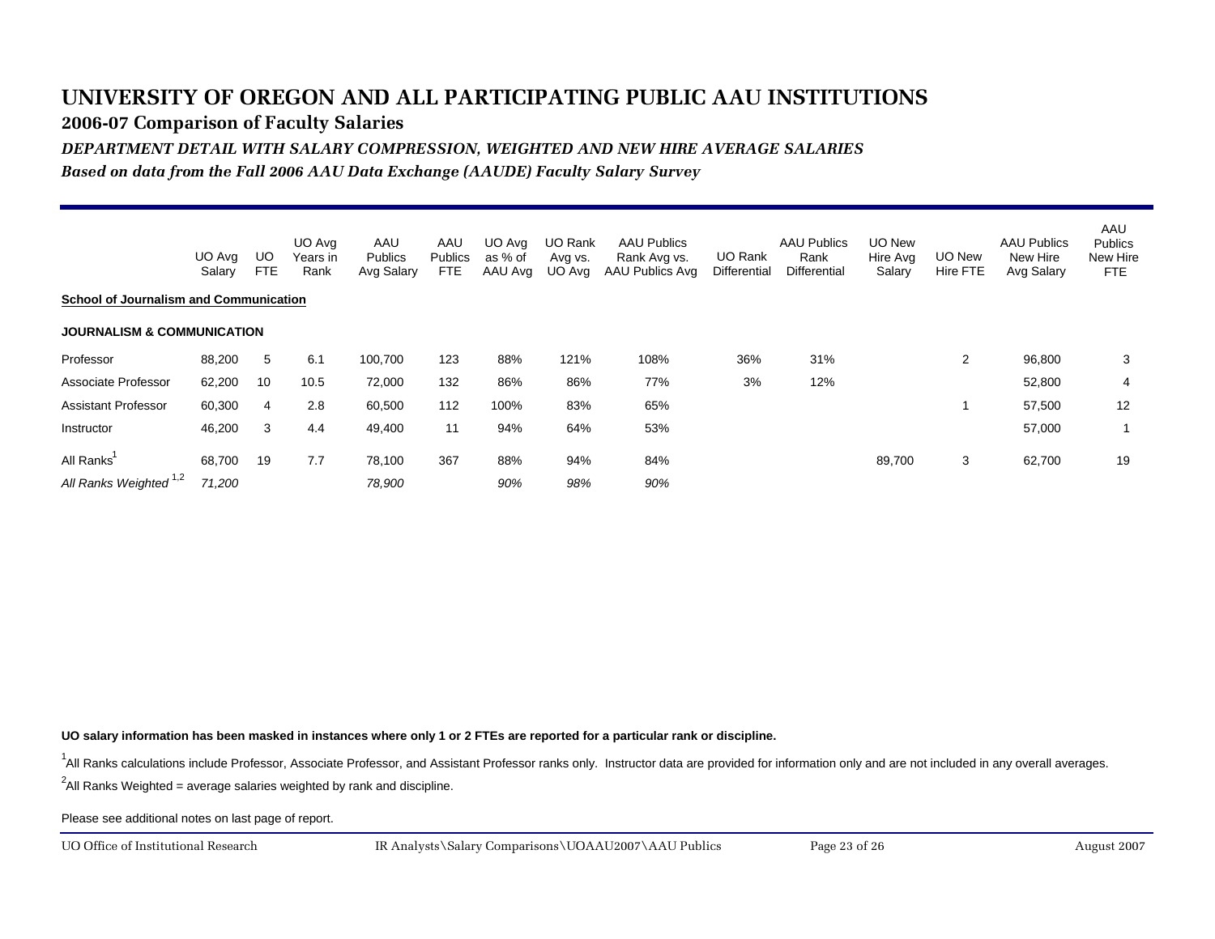# UNIVERSITY OF OREGON AND ALL PARTICIPATING PUBLIC AAU INSTITUTIONS

## 2006-07 Comparison of Faculty Salaries

### *DEPARTMENT DETAIL WITH SALARY COMPRESSION, WEIGHTED AND NEW HIRE AVERAGE SALARIES*

*Based on data from the Fall 2006 AAU Data Exchange (AAUDE) Faculty Salary Survey*

| | UO Avg Salary | UO FTE | UO Avg Years in Rank | AAU Publics Avg Salary | AAU Publics FTE | UO Avg as % of AAU Avg | UO Rank Avg vs. UO Avg | AAU Publics Rank Avg vs. AAU Publics Avg | UO Rank Differential | AAU Publics Rank Differential | UO New Hire Avg Salary | UO New Hire FTE | AAU Publics New Hire Avg Salary | AAU Publics New Hire FTE |
|---|---|---|---|---|---|---|---|---|---|---|---|---|---|---|
| **School of Journalism and Communication** | | | | | | | | | | | | | | |
| **JOURNALISM & COMMUNICATION** | | | | | | | | | | | | | | |
| Professor | 88,200 | 5 | 6.1 | 100,700 | 123 | 88% | 121% | 108% | 36% | 31% | | 2 | 96,800 | 3 |
| Associate Professor | 62,200 | 10 | 10.5 | 72,000 | 132 | 86% | 86% | 77% | 3% | 12% | | | 52,800 | 4 |
| Assistant Professor | 60,300 | 4 | 2.8 | 60,500 | 112 | 100% | 83% | 65% | | | | 1 | 57,500 | 12 |
| Instructor | 46,200 | 3 | 4.4 | 49,400 | 11 | 94% | 64% | 53% | | | | | 57,000 | 1 |
| All Ranks[1] | 68,700 | 19 | 7.7 | 78,100 | 367 | 88% | 94% | 84% | | | 89,700 | 3 | 62,700 | 19 |
| *All Ranks Weighted [1,2]* | *71,200* | | | *78,900* | | *90%* | *98%* | *90%* | | | | | | |

**UO salary information has been masked in instances where only 1 or 2 FTEs are reported for a particular rank or discipline.**

[1]All Ranks calculations include Professor, Associate Professor, and Assistant Professor ranks only. Instructor data are provided for information only and are not included in any overall averages.

[2]All Ranks Weighted = average salaries weighted by rank and discipline.

Please see additional notes on last page of report.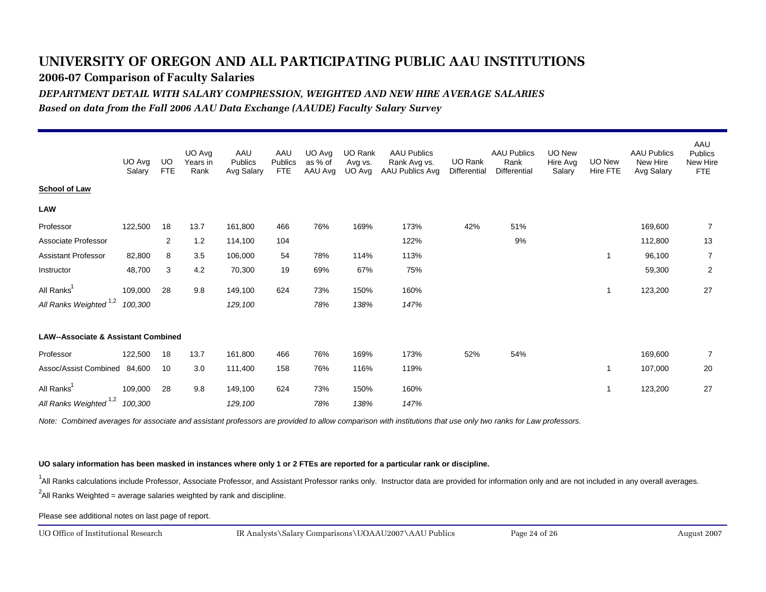# UNIVERSITY OF OREGON AND ALL PARTICIPATING PUBLIC AAU INSTITUTIONS

## 2006-07 Comparison of Faculty Salaries

### *DEPARTMENT DETAIL WITH SALARY COMPRESSION, WEIGHTED AND NEW HIRE AVERAGE SALARIES*

*Based on data from the Fall 2006 AAU Data Exchange (AAUDE) Faculty Salary Survey*

| | UO Avg Salary | UO FTE | UO Avg Years in Rank | AAU Publics Avg Salary | AAU Publics FTE | UO Avg as % of AAU Avg | UO Rank Avg vs. UO Avg | AAU Publics Rank Avg vs. AAU Publics Avg | UO Rank Differential | AAU Publics Rank Differential | UO New Hire Avg Salary | UO New Hire FTE | AAU Publics New Hire Avg Salary | AAU Publics New Hire FTE |
|---|---|---|---|---|---|---|---|---|---|---|---|---|---|---|
| **School of Law** | | | | | | | | | | | | | | |
| **LAW** | | | | | | | | | | | | | | |
| Professor | 122,500 | 18 | 13.7 | 161,800 | 466 | 76% | 169% | 173% | 42% | 51% | | | 169,600 | 7 |
| Associate Professor | | 2 | 1.2 | 114,100 | 104 | | | 122% | | 9% | | | 112,800 | 13 |
| Assistant Professor | 82,800 | 8 | 3.5 | 106,000 | 54 | 78% | 114% | 113% | | | | 1 | 96,100 | 7 |
| Instructor | 48,700 | 3 | 4.2 | 70,300 | 19 | 69% | 67% | 75% | | | | | 59,300 | 2 |
| All Ranks[1] | 109,000 | 28 | 9.8 | 149,100 | 624 | 73% | 150% | 160% | | | | 1 | 123,200 | 27 |
| *All Ranks Weighted [1,2]* | *100,300* | | | *129,100* | | *78%* | *138%* | *147%* | | | | | | |
| **LAW--Associate & Assistant Combined** | | | | | | | | | | | | | | |
| Professor | 122,500 | 18 | 13.7 | 161,800 | 466 | 76% | 169% | 173% | 52% | 54% | | | 169,600 | 7 |
| Assoc/Assist Combined | 84,600 | 10 | 3.0 | 111,400 | 158 | 76% | 116% | 119% | | | | 1 | 107,000 | 20 |
| All Ranks[1] | 109,000 | 28 | 9.8 | 149,100 | 624 | 73% | 150% | 160% | | | | 1 | 123,200 | 27 |
| *All Ranks Weighted [1,2]* | *100,300* | | | *129,100* | | *78%* | *138%* | *147%* | | | | | | |

*Note: Combined averages for associate and assistant professors are provided to allow comparison with institutions that use only two ranks for Law professors.*

**UO salary information has been masked in instances where only 1 or 2 FTEs are reported for a particular rank or discipline.**

[1]All Ranks calculations include Professor, Associate Professor, and Assistant Professor ranks only. Instructor data are provided for information only and are not included in any overall averages.

[2]All Ranks Weighted = average salaries weighted by rank and discipline.

Please see additional notes on last page of report.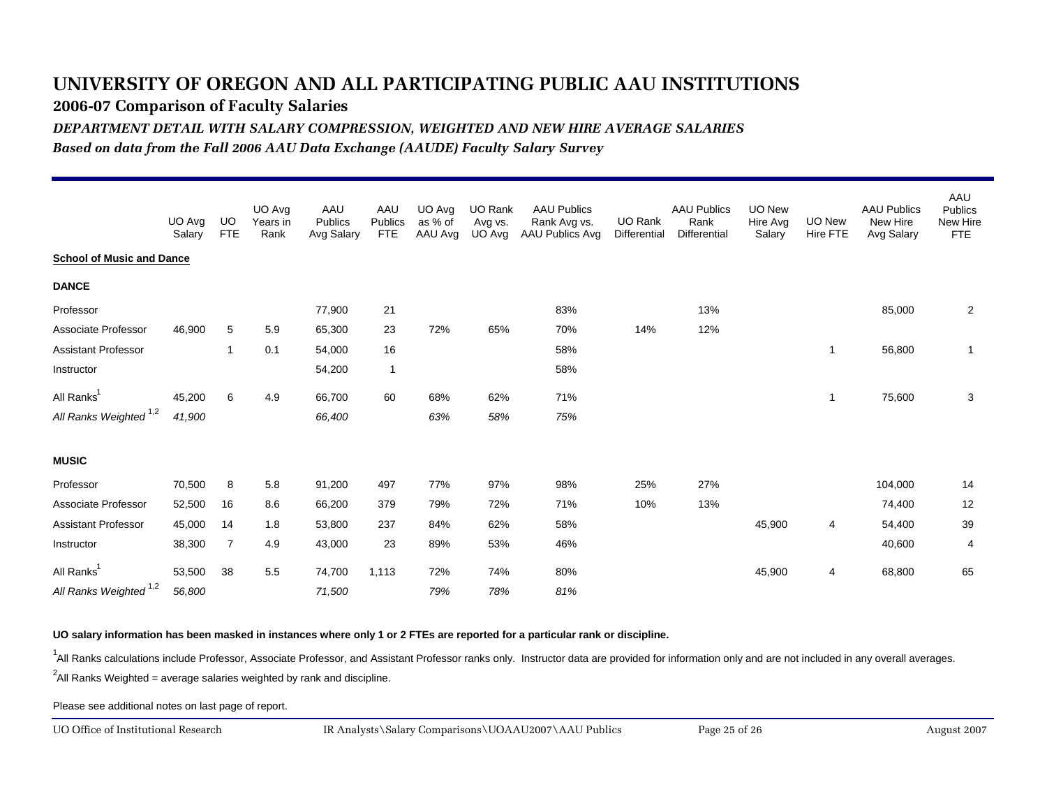# UNIVERSITY OF OREGON AND ALL PARTICIPATING PUBLIC AAU INSTITUTIONS

## 2006-07 Comparison of Faculty Salaries

### *DEPARTMENT DETAIL WITH SALARY COMPRESSION, WEIGHTED AND NEW HIRE AVERAGE SALARIES*

*Based on data from the Fall 2006 AAU Data Exchange (AAUDE) Faculty Salary Survey*

| | UO Avg Salary | UO FTE | UO Avg Years in Rank | AAU Publics Avg Salary | AAU Publics FTE | UO Avg as % of AAU Avg | UO Rank Avg vs. UO Avg | AAU Publics Rank Avg vs. AAU Publics Avg | UO Rank Differential | AAU Publics Rank Differential | UO New Hire Avg Salary | UO New Hire FTE | AAU Publics New Hire Avg Salary | AAU Publics New Hire FTE |
|---|---|---|---|---|---|---|---|---|---|---|---|---|---|---|
| **School of Music and Dance** | | | | | | | | | | | | | | |
| **DANCE** | | | | | | | | | | | | | | |
| Professor | | | | 77,900 | 21 | | | 83% | | 13% | | | 85,000 | 2 |
| Associate Professor | 46,900 | 5 | 5.9 | 65,300 | 23 | 72% | 65% | 70% | 14% | 12% | | | | |
| Assistant Professor | | 1 | 0.1 | 54,000 | 16 | | | 58% | | | | 1 | 56,800 | 1 |
| Instructor | | | | 54,200 | 1 | | | 58% | | | | | | |
| All Ranks[1] | 45,200 | 6 | 4.9 | 66,700 | 60 | 68% | 62% | 71% | | | | 1 | 75,600 | 3 |
| *All Ranks Weighted [1,2]* | *41,900* | | | *66,400* | | *63%* | *58%* | *75%* | | | | | | |
| **MUSIC** | | | | | | | | | | | | | | |
| Professor | 70,500 | 8 | 5.8 | 91,200 | 497 | 77% | 97% | 98% | 25% | 27% | | | 104,000 | 14 |
| Associate Professor | 52,500 | 16 | 8.6 | 66,200 | 379 | 79% | 72% | 71% | 10% | 13% | | | 74,400 | 12 |
| Assistant Professor | 45,000 | 14 | 1.8 | 53,800 | 237 | 84% | 62% | 58% | | | 45,900 | 4 | 54,400 | 39 |
| Instructor | 38,300 | 7 | 4.9 | 43,000 | 23 | 89% | 53% | 46% | | | | | 40,600 | 4 |
| All Ranks[1] | 53,500 | 38 | 5.5 | 74,700 | 1,113 | 72% | 74% | 80% | | | 45,900 | 4 | 68,800 | 65 |
| *All Ranks Weighted [1,2]* | *56,800* | | | *71,500* | | *79%* | *78%* | *81%* | | | | | | |

**UO salary information has been masked in instances where only 1 or 2 FTEs are reported for a particular rank or discipline.**

[1]All Ranks calculations include Professor, Associate Professor, and Assistant Professor ranks only. Instructor data are provided for information only and are not included in any overall averages.

[2]All Ranks Weighted = average salaries weighted by rank and discipline.

Please see additional notes on last page of report.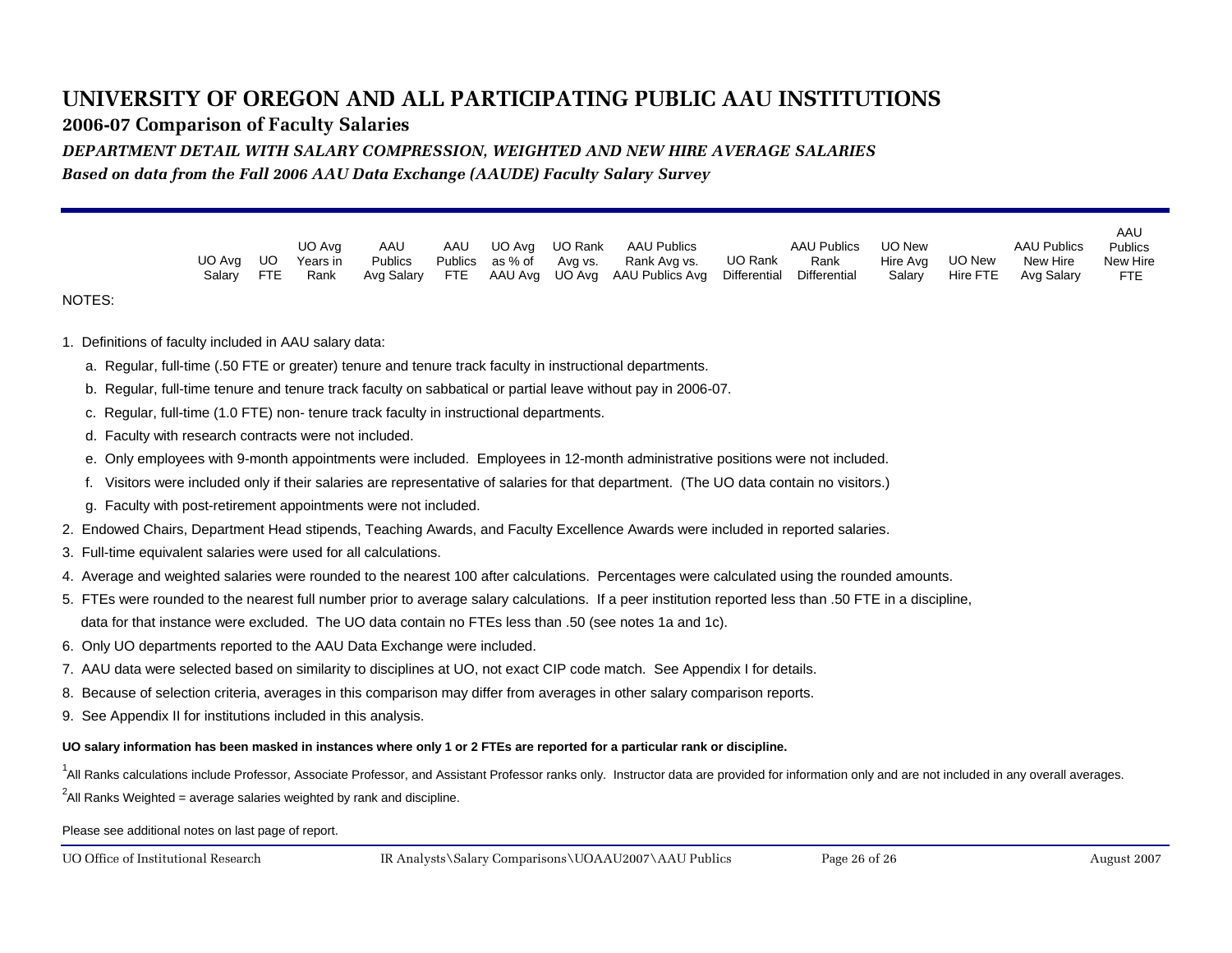# UNIVERSITY OF OREGON AND ALL PARTICIPATING PUBLIC AAU INSTITUTIONS

## 2006-07 Comparison of Faculty Salaries

### *DEPARTMENT DETAIL WITH SALARY COMPRESSION, WEIGHTED AND NEW HIRE AVERAGE SALARIES*

### *Based on data from the Fall 2006 AAU Data Exchange (AAUDE) Faculty Salary Survey*

| | UO Avg Salary | UO FTE | UO Avg Years in Rank | AAU Publics Avg Salary | AAU Publics FTE | UO Avg as % of AAU Avg | UO Rank Avg vs. UO Avg | AAU Publics Rank Avg vs. AAU Publics Avg | UO Rank Differential | AAU Publics Rank Differential | UO New Hire Avg Salary | UO New Hire FTE | AAU Publics New Hire Avg Salary | AAU Publics New Hire FTE |
|---|---|---|---|---|---|---|---|---|---|---|---|---|---|---|

NOTES:

1. Definitions of faculty included in AAU salary data:
   a. Regular, full-time (.50 FTE or greater) tenure and tenure track faculty in instructional departments.
   b. Regular, full-time tenure and tenure track faculty on sabbatical or partial leave without pay in 2006-07.
   c. Regular, full-time (1.0 FTE) non- tenure track faculty in instructional departments.
   d. Faculty with research contracts were not included.
   e. Only employees with 9-month appointments were included. Employees in 12-month administrative positions were not included.
   f. Visitors were included only if their salaries are representative of salaries for that department. (The UO data contain no visitors.)
   g. Faculty with post-retirement appointments were not included.
2. Endowed Chairs, Department Head stipends, Teaching Awards, and Faculty Excellence Awards were included in reported salaries.
3. Full-time equivalent salaries were used for all calculations.
4. Average and weighted salaries were rounded to the nearest 100 after calculations. Percentages were calculated using the rounded amounts.
5. FTEs were rounded to the nearest full number prior to average salary calculations. If a peer institution reported less than .50 FTE in a discipline, data for that instance were excluded. The UO data contain no FTEs less than .50 (see notes 1a and 1c).
6. Only UO departments reported to the AAU Data Exchange were included.
7. AAU data were selected based on similarity to disciplines at UO, not exact CIP code match. See Appendix I for details.
8. Because of selection criteria, averages in this comparison may differ from averages in other salary comparison reports.
9. See Appendix II for institutions included in this analysis.

**UO salary information has been masked in instances where only 1 or 2 FTEs are reported for a particular rank or discipline.**

[1]All Ranks calculations include Professor, Associate Professor, and Assistant Professor ranks only. Instructor data are provided for information only and are not included in any overall averages.

[2]All Ranks Weighted = average salaries weighted by rank and discipline.

Please see additional notes on last page of report.